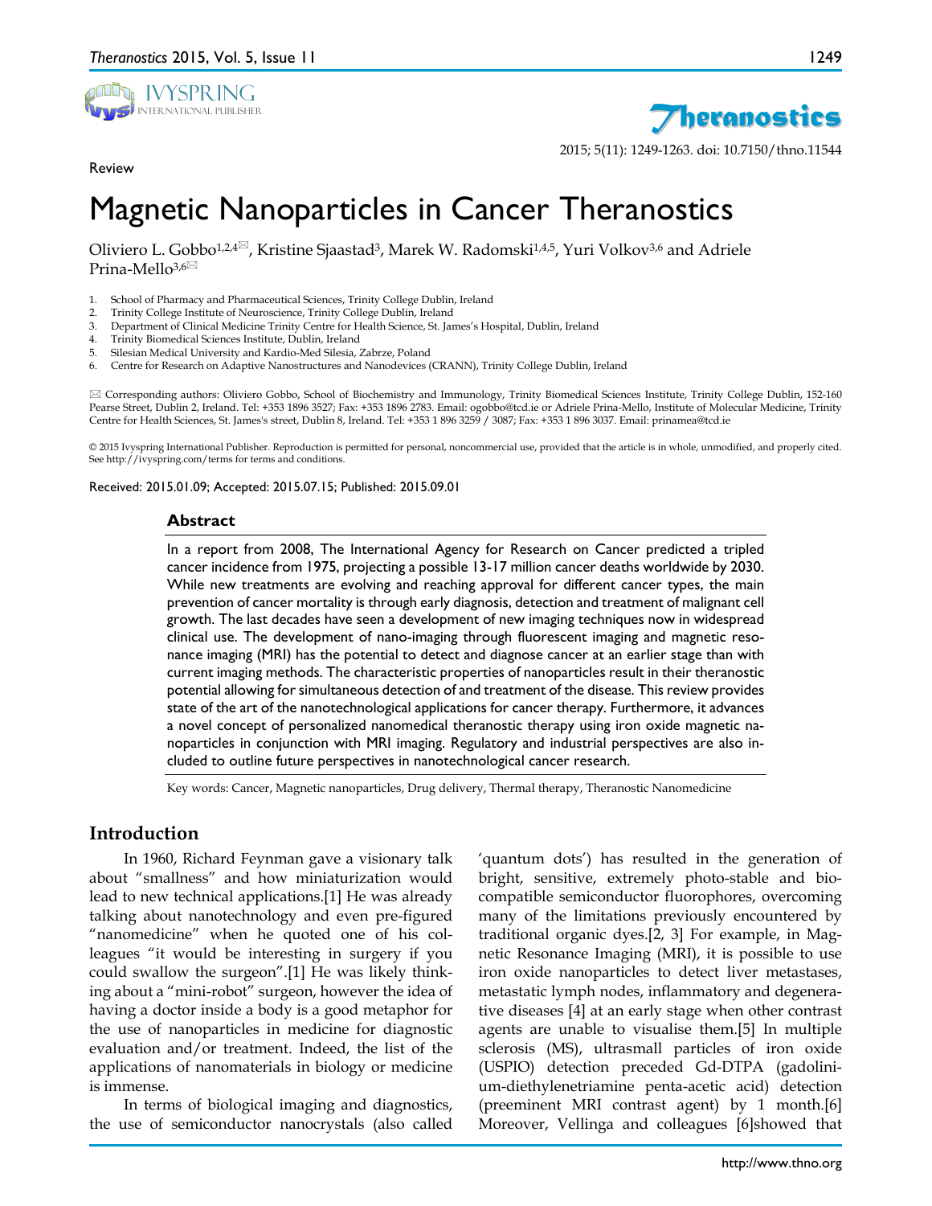Review

# Magnetic Nanoparticles in Cancer Theranostics

Oliviero L. Gobbo[1,2,4]✉, Kristine Sjaastad[3], Marek W. Radomski[1,4,5], Yuri Volkov[3,6] and Adriele Prina-Mello[3,6]✉

1. School of Pharmacy and Pharmaceutical Sciences, Trinity College Dublin, Ireland
2. Trinity College Institute of Neuroscience, Trinity College Dublin, Ireland
3. Department of Clinical Medicine Trinity Centre for Health Science, St. James's Hospital, Dublin, Ireland
4. Trinity Biomedical Sciences Institute, Dublin, Ireland
5. Silesian Medical University and Kardio-Med Silesia, Zabrze, Poland
6. Centre for Research on Adaptive Nanostructures and Nanodevices (CRANN), Trinity College Dublin, Ireland

✉ Corresponding authors: Oliviero Gobbo, School of Biochemistry and Immunology, Trinity Biomedical Sciences Institute, Trinity College Dublin, 152-160 Pearse Street, Dublin 2, Ireland. Tel: +353 1896 3527; Fax: +353 1896 2783. Email: ogobbo@tcd.ie or Adriele Prina-Mello, Institute of Molecular Medicine, Trinity Centre for Health Sciences, St. James's street, Dublin 8, Ireland. Tel: +353 1 896 3259 / 3087; Fax: +353 1 896 3037. Email: prinamea@tcd.ie

© 2015 Ivyspring International Publisher. Reproduction is permitted for personal, noncommercial use, provided that the article is in whole, unmodified, and properly cited. See http://ivyspring.com/terms for terms and conditions.

Received: 2015.01.09; Accepted: 2015.07.15; Published: 2015.09.01

## Abstract

In a report from 2008, The International Agency for Research on Cancer predicted a tripled cancer incidence from 1975, projecting a possible 13-17 million cancer deaths worldwide by 2030. While new treatments are evolving and reaching approval for different cancer types, the main prevention of cancer mortality is through early diagnosis, detection and treatment of malignant cell growth. The last decades have seen a development of new imaging techniques now in widespread clinical use. The development of nano-imaging through fluorescent imaging and magnetic resonance imaging (MRI) has the potential to detect and diagnose cancer at an earlier stage than with current imaging methods. The characteristic properties of nanoparticles result in their theranostic potential allowing for simultaneous detection of and treatment of the disease. This review provides state of the art of the nanotechnological applications for cancer therapy. Furthermore, it advances a novel concept of personalized nanomedical theranostic therapy using iron oxide magnetic nanoparticles in conjunction with MRI imaging. Regulatory and industrial perspectives are also included to outline future perspectives in nanotechnological cancer research.

Key words: Cancer, Magnetic nanoparticles, Drug delivery, Thermal therapy, Theranostic Nanomedicine

## Introduction

In 1960, Richard Feynman gave a visionary talk about "smallness" and how miniaturization would lead to new technical applications.[1] He was already talking about nanotechnology and even pre-figured "nanomedicine" when he quoted one of his colleagues "it would be interesting in surgery if you could swallow the surgeon".[1] He was likely thinking about a "mini-robot" surgeon, however the idea of having a doctor inside a body is a good metaphor for the use of nanoparticles in medicine for diagnostic evaluation and/or treatment. Indeed, the list of the applications of nanomaterials in biology or medicine is immense.

In terms of biological imaging and diagnostics, the use of semiconductor nanocrystals (also called 'quantum dots') has resulted in the generation of bright, sensitive, extremely photo-stable and biocompatible semiconductor fluorophores, overcoming many of the limitations previously encountered by traditional organic dyes.[2, 3] For example, in Magnetic Resonance Imaging (MRI), it is possible to use iron oxide nanoparticles to detect liver metastases, metastatic lymph nodes, inflammatory and degenerative diseases [4] at an early stage when other contrast agents are unable to visualise them.[5] In multiple sclerosis (MS), ultrasmall particles of iron oxide (USPIO) detection preceded Gd-DTPA (gadolinium-diethylenetriamine penta-acetic acid) detection (preeminent MRI contrast agent) by 1 month.[6] Moreover, Vellinga and colleagues [6]showed that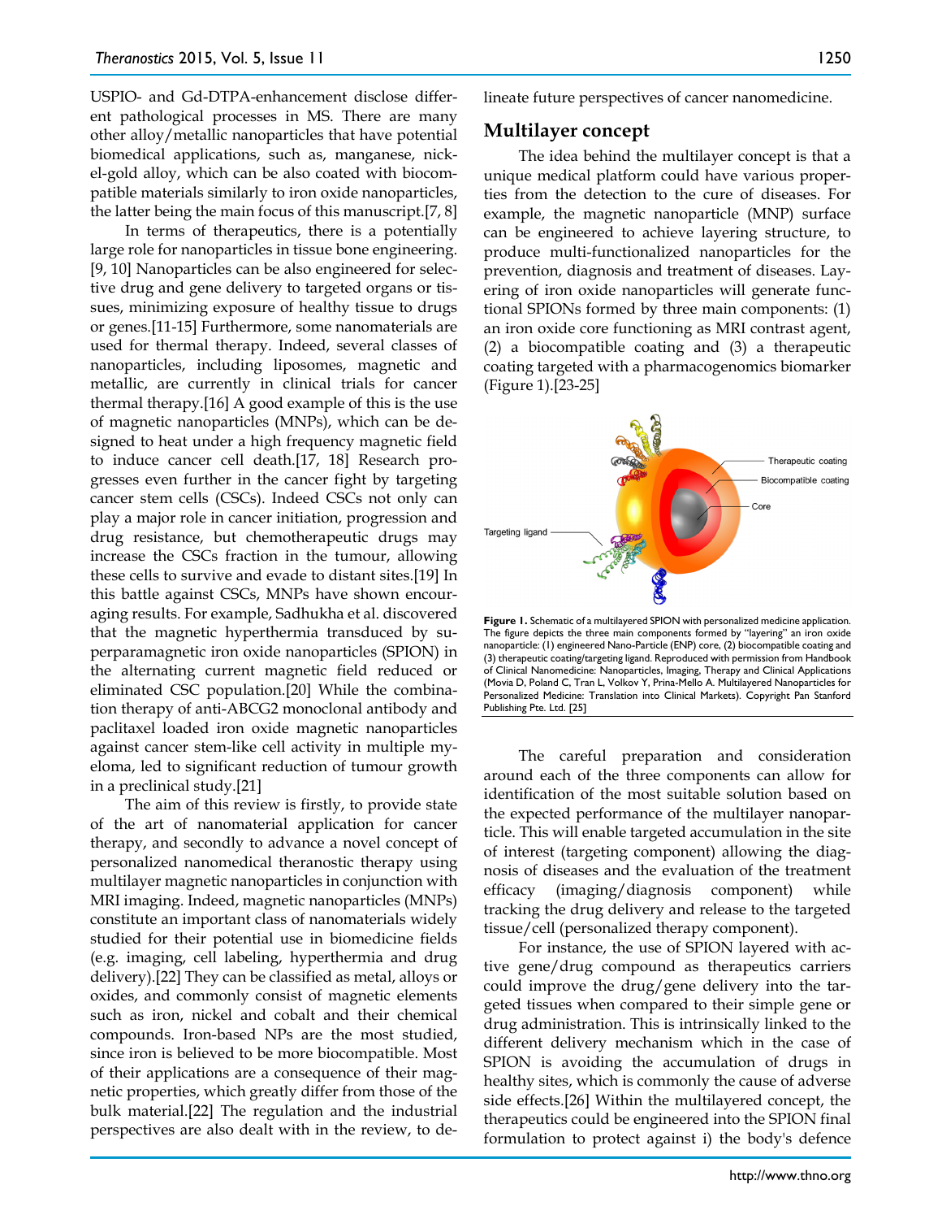USPIO- and Gd-DTPA-enhancement disclose different pathological processes in MS. There are many other alloy/metallic nanoparticles that have potential biomedical applications, such as, manganese, nickel-gold alloy, which can be also coated with biocompatible materials similarly to iron oxide nanoparticles, the latter being the main focus of this manuscript.[7, 8]

In terms of therapeutics, there is a potentially large role for nanoparticles in tissue bone engineering.[9, 10] Nanoparticles can be also engineered for selective drug and gene delivery to targeted organs or tissues, minimizing exposure of healthy tissue to drugs or genes.[11-15] Furthermore, some nanomaterials are used for thermal therapy. Indeed, several classes of nanoparticles, including liposomes, magnetic and metallic, are currently in clinical trials for cancer thermal therapy.[16] A good example of this is the use of magnetic nanoparticles (MNPs), which can be designed to heat under a high frequency magnetic field to induce cancer cell death.[17, 18] Research progresses even further in the cancer fight by targeting cancer stem cells (CSCs). Indeed CSCs not only can play a major role in cancer initiation, progression and drug resistance, but chemotherapeutic drugs may increase the CSCs fraction in the tumour, allowing these cells to survive and evade to distant sites.[19] In this battle against CSCs, MNPs have shown encouraging results. For example, Sadhukha et al. discovered that the magnetic hyperthermia transduced by superparamagnetic iron oxide nanoparticles (SPION) in the alternating current magnetic field reduced or eliminated CSC population.[20] While the combination therapy of anti-ABCG2 monoclonal antibody and paclitaxel loaded iron oxide magnetic nanoparticles against cancer stem-like cell activity in multiple myeloma, led to significant reduction of tumour growth in a preclinical study.[21]

The aim of this review is firstly, to provide state of the art of nanomaterial application for cancer therapy, and secondly to advance a novel concept of personalized nanomedical theranostic therapy using multilayer magnetic nanoparticles in conjunction with MRI imaging. Indeed, magnetic nanoparticles (MNPs) constitute an important class of nanomaterials widely studied for their potential use in biomedicine fields (e.g. imaging, cell labeling, hyperthermia and drug delivery).[22] They can be classified as metal, alloys or oxides, and commonly consist of magnetic elements such as iron, nickel and cobalt and their chemical compounds. Iron-based NPs are the most studied, since iron is believed to be more biocompatible. Most of their applications are a consequence of their magnetic properties, which greatly differ from those of the bulk material.[22] The regulation and the industrial perspectives are also dealt with in the review, to delineate future perspectives of cancer nanomedicine.

## Multilayer concept

The idea behind the multilayer concept is that a unique medical platform could have various properties from the detection to the cure of diseases. For example, the magnetic nanoparticle (MNP) surface can be engineered to achieve layering structure, to produce multi-functionalized nanoparticles for the prevention, diagnosis and treatment of diseases. Layering of iron oxide nanoparticles will generate functional SPIONs formed by three main components: (1) an iron oxide core functioning as MRI contrast agent, (2) a biocompatible coating and (3) a therapeutic coating targeted with a pharmacogenomics biomarker (Figure 1).[23-25]

Therapeutic coating
Biocompatible coating
Core
Targeting ligand

**Figure 1.** Schematic of a multilayered SPION with personalized medicine application. The figure depicts the three main components formed by "layering" an iron oxide nanoparticle: (1) engineered Nano-Particle (ENP) core, (2) biocompatible coating and (3) therapeutic coating/targeting ligand. Reproduced with permission from Handbook of Clinical Nanomedicine: Nanoparticles, Imaging, Therapy and Clinical Applications (Movia D, Poland C, Tran L, Volkov Y, Prina-Mello A. Multilayered Nanoparticles for Personalized Medicine: Translation into Clinical Markets). Copyright Pan Stanford Publishing Pte. Ltd. [25]

The careful preparation and consideration around each of the three components can allow for identification of the most suitable solution based on the expected performance of the multilayer nanoparticle. This will enable targeted accumulation in the site of interest (targeting component) allowing the diagnosis of diseases and the evaluation of the treatment efficacy (imaging/diagnosis component) while tracking the drug delivery and release to the targeted tissue/cell (personalized therapy component).

For instance, the use of SPION layered with active gene/drug compound as therapeutics carriers could improve the drug/gene delivery into the targeted tissues when compared to their simple gene or drug administration. This is intrinsically linked to the different delivery mechanism which in the case of SPION is avoiding the accumulation of drugs in healthy sites, which is commonly the cause of adverse side effects.[26] Within the multilayered concept, the therapeutics could be engineered into the SPION final formulation to protect against i) the body's defence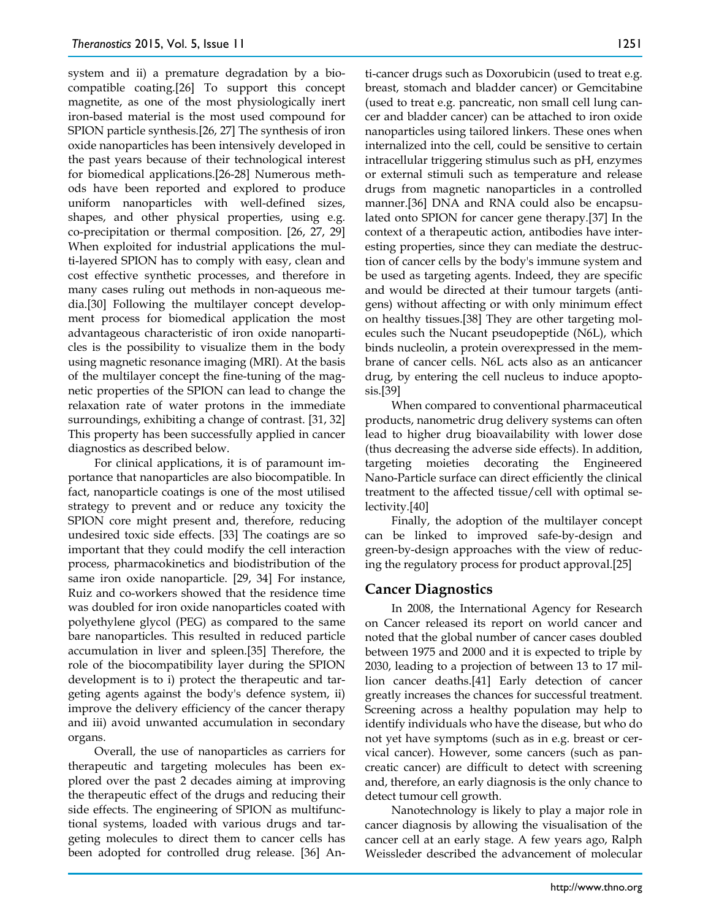system and ii) a premature degradation by a biocompatible coating.[26] To support this concept magnetite, as one of the most physiologically inert iron-based material is the most used compound for SPION particle synthesis.[26, 27] The synthesis of iron oxide nanoparticles has been intensively developed in the past years because of their technological interest for biomedical applications.[26-28] Numerous methods have been reported and explored to produce uniform nanoparticles with well-defined sizes, shapes, and other physical properties, using e.g. co-precipitation or thermal composition. [26, 27, 29] When exploited for industrial applications the multi-layered SPION has to comply with easy, clean and cost effective synthetic processes, and therefore in many cases ruling out methods in non-aqueous media.[30] Following the multilayer concept development process for biomedical application the most advantageous characteristic of iron oxide nanoparticles is the possibility to visualize them in the body using magnetic resonance imaging (MRI). At the basis of the multilayer concept the fine-tuning of the magnetic properties of the SPION can lead to change the relaxation rate of water protons in the immediate surroundings, exhibiting a change of contrast. [31, 32] This property has been successfully applied in cancer diagnostics as described below.

For clinical applications, it is of paramount importance that nanoparticles are also biocompatible. In fact, nanoparticle coatings is one of the most utilised strategy to prevent and or reduce any toxicity the SPION core might present and, therefore, reducing undesired toxic side effects. [33] The coatings are so important that they could modify the cell interaction process, pharmacokinetics and biodistribution of the same iron oxide nanoparticle. [29, 34] For instance, Ruiz and co-workers showed that the residence time was doubled for iron oxide nanoparticles coated with polyethylene glycol (PEG) as compared to the same bare nanoparticles. This resulted in reduced particle accumulation in liver and spleen.[35] Therefore, the role of the biocompatibility layer during the SPION development is to i) protect the therapeutic and targeting agents against the body's defence system, ii) improve the delivery efficiency of the cancer therapy and iii) avoid unwanted accumulation in secondary organs.

Overall, the use of nanoparticles as carriers for therapeutic and targeting molecules has been explored over the past 2 decades aiming at improving the therapeutic effect of the drugs and reducing their side effects. The engineering of SPION as multifunctional systems, loaded with various drugs and targeting molecules to direct them to cancer cells has been adopted for controlled drug release. [36] Anti-cancer drugs such as Doxorubicin (used to treat e.g. breast, stomach and bladder cancer) or Gemcitabine (used to treat e.g. pancreatic, non small cell lung cancer and bladder cancer) can be attached to iron oxide nanoparticles using tailored linkers. These ones when internalized into the cell, could be sensitive to certain intracellular triggering stimulus such as pH, enzymes or external stimuli such as temperature and release drugs from magnetic nanoparticles in a controlled manner.[36] DNA and RNA could also be encapsulated onto SPION for cancer gene therapy.[37] In the context of a therapeutic action, antibodies have interesting properties, since they can mediate the destruction of cancer cells by the body's immune system and be used as targeting agents. Indeed, they are specific and would be directed at their tumour targets (antigens) without affecting or with only minimum effect on healthy tissues.[38] They are other targeting molecules such the Nucant pseudopeptide (N6L), which binds nucleolin, a protein overexpressed in the membrane of cancer cells. N6L acts also as an anticancer drug, by entering the cell nucleus to induce apoptosis.[39]

When compared to conventional pharmaceutical products, nanometric drug delivery systems can often lead to higher drug bioavailability with lower dose (thus decreasing the adverse side effects). In addition, targeting moieties decorating the Engineered Nano-Particle surface can direct efficiently the clinical treatment to the affected tissue/cell with optimal selectivity.[40]

Finally, the adoption of the multilayer concept can be linked to improved safe-by-design and green-by-design approaches with the view of reducing the regulatory process for product approval.[25]

## Cancer Diagnostics

In 2008, the International Agency for Research on Cancer released its report on world cancer and noted that the global number of cancer cases doubled between 1975 and 2000 and it is expected to triple by 2030, leading to a projection of between 13 to 17 million cancer deaths.[41] Early detection of cancer greatly increases the chances for successful treatment. Screening across a healthy population may help to identify individuals who have the disease, but who do not yet have symptoms (such as in e.g. breast or cervical cancer). However, some cancers (such as pancreatic cancer) are difficult to detect with screening and, therefore, an early diagnosis is the only chance to detect tumour cell growth.

Nanotechnology is likely to play a major role in cancer diagnosis by allowing the visualisation of the cancer cell at an early stage. A few years ago, Ralph Weissleder described the advancement of molecular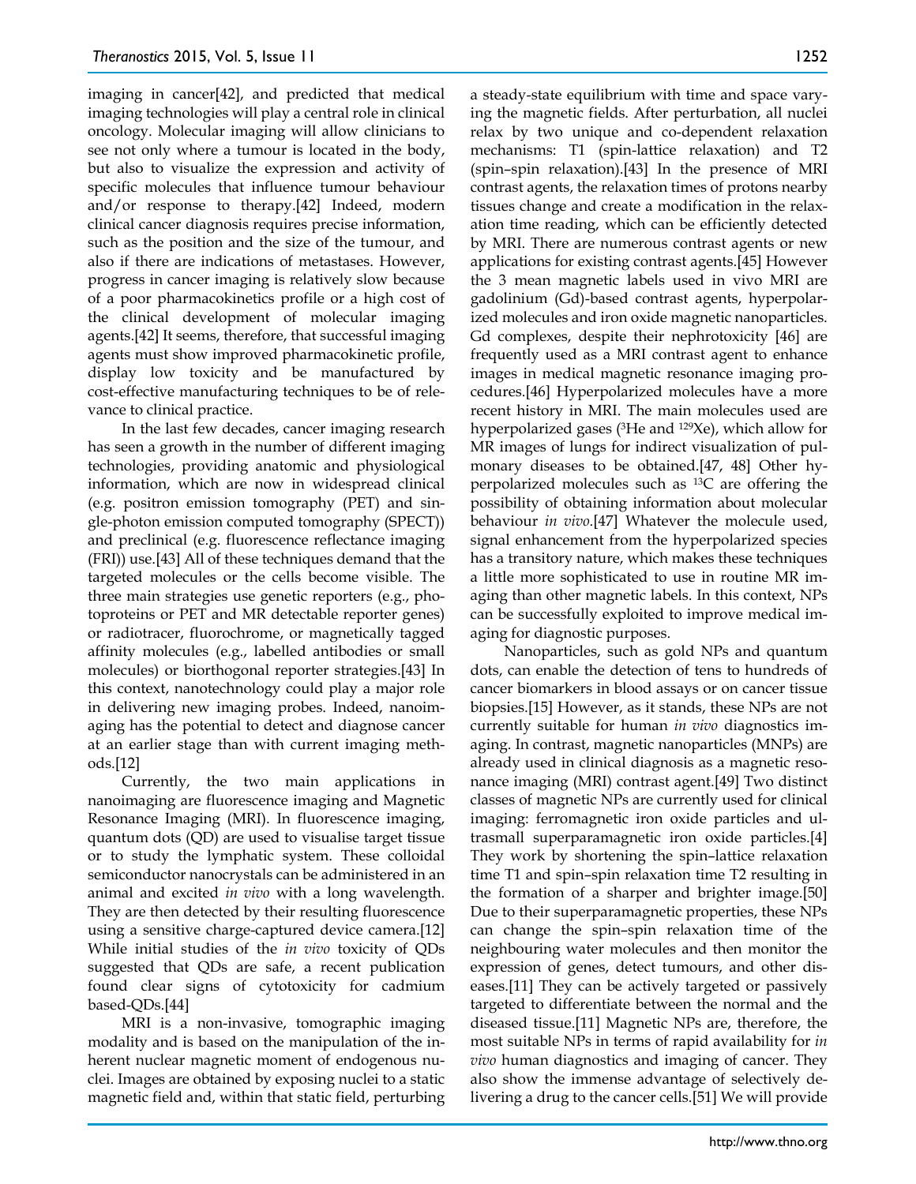imaging in cancer[42], and predicted that medical imaging technologies will play a central role in clinical oncology. Molecular imaging will allow clinicians to see not only where a tumour is located in the body, but also to visualize the expression and activity of specific molecules that influence tumour behaviour and/or response to therapy.[42] Indeed, modern clinical cancer diagnosis requires precise information, such as the position and the size of the tumour, and also if there are indications of metastases. However, progress in cancer imaging is relatively slow because of a poor pharmacokinetics profile or a high cost of the clinical development of molecular imaging agents.[42] It seems, therefore, that successful imaging agents must show improved pharmacokinetic profile, display low toxicity and be manufactured by cost-effective manufacturing techniques to be of relevance to clinical practice.

In the last few decades, cancer imaging research has seen a growth in the number of different imaging technologies, providing anatomic and physiological information, which are now in widespread clinical (e.g. positron emission tomography (PET) and single-photon emission computed tomography (SPECT)) and preclinical (e.g. fluorescence reflectance imaging (FRI)) use.[43] All of these techniques demand that the targeted molecules or the cells become visible. The three main strategies use genetic reporters (e.g., photoproteins or PET and MR detectable reporter genes) or radiotracer, fluorochrome, or magnetically tagged affinity molecules (e.g., labelled antibodies or small molecules) or biorthogonal reporter strategies.[43] In this context, nanotechnology could play a major role in delivering new imaging probes. Indeed, nanoimaging has the potential to detect and diagnose cancer at an earlier stage than with current imaging methods.[12]

Currently, the two main applications in nanoimaging are fluorescence imaging and Magnetic Resonance Imaging (MRI). In fluorescence imaging, quantum dots (QD) are used to visualise target tissue or to study the lymphatic system. These colloidal semiconductor nanocrystals can be administered in an animal and excited *in vivo* with a long wavelength. They are then detected by their resulting fluorescence using a sensitive charge-captured device camera.[12] While initial studies of the *in vivo* toxicity of QDs suggested that QDs are safe, a recent publication found clear signs of cytotoxicity for cadmium based-QDs.[44]

MRI is a non-invasive, tomographic imaging modality and is based on the manipulation of the inherent nuclear magnetic moment of endogenous nuclei. Images are obtained by exposing nuclei to a static magnetic field and, within that static field, perturbing a steady-state equilibrium with time and space varying the magnetic fields. After perturbation, all nuclei relax by two unique and co-dependent relaxation mechanisms: T1 (spin-lattice relaxation) and T2 (spin–spin relaxation).[43] In the presence of MRI contrast agents, the relaxation times of protons nearby tissues change and create a modification in the relaxation time reading, which can be efficiently detected by MRI. There are numerous contrast agents or new applications for existing contrast agents.[45] However the 3 mean magnetic labels used in vivo MRI are gadolinium (Gd)-based contrast agents, hyperpolarized molecules and iron oxide magnetic nanoparticles. Gd complexes, despite their nephrotoxicity [46] are frequently used as a MRI contrast agent to enhance images in medical magnetic resonance imaging procedures.[46] Hyperpolarized molecules have a more recent history in MRI. The main molecules used are hyperpolarized gases ($^{3}He$ and $^{129}Xe$), which allow for MR images of lungs for indirect visualization of pulmonary diseases to be obtained.[47, 48] Other hyperpolarized molecules such as $^{13}C$ are offering the possibility of obtaining information about molecular behaviour *in vivo*.[47] Whatever the molecule used, signal enhancement from the hyperpolarized species has a transitory nature, which makes these techniques a little more sophisticated to use in routine MR imaging than other magnetic labels. In this context, NPs can be successfully exploited to improve medical imaging for diagnostic purposes.

Nanoparticles, such as gold NPs and quantum dots, can enable the detection of tens to hundreds of cancer biomarkers in blood assays or on cancer tissue biopsies.[15] However, as it stands, these NPs are not currently suitable for human *in vivo* diagnostics imaging. In contrast, magnetic nanoparticles (MNPs) are already used in clinical diagnosis as a magnetic resonance imaging (MRI) contrast agent.[49] Two distinct classes of magnetic NPs are currently used for clinical imaging: ferromagnetic iron oxide particles and ultrasmall superparamagnetic iron oxide particles.[4] They work by shortening the spin–lattice relaxation time T1 and spin–spin relaxation time T2 resulting in the formation of a sharper and brighter image.[50] Due to their superparamagnetic properties, these NPs can change the spin–spin relaxation time of the neighbouring water molecules and then monitor the expression of genes, detect tumours, and other diseases.[11] They can be actively targeted or passively targeted to differentiate between the normal and the diseased tissue.[11] Magnetic NPs are, therefore, the most suitable NPs in terms of rapid availability for *in vivo* human diagnostics and imaging of cancer. They also show the immense advantage of selectively delivering a drug to the cancer cells.[51] We will provide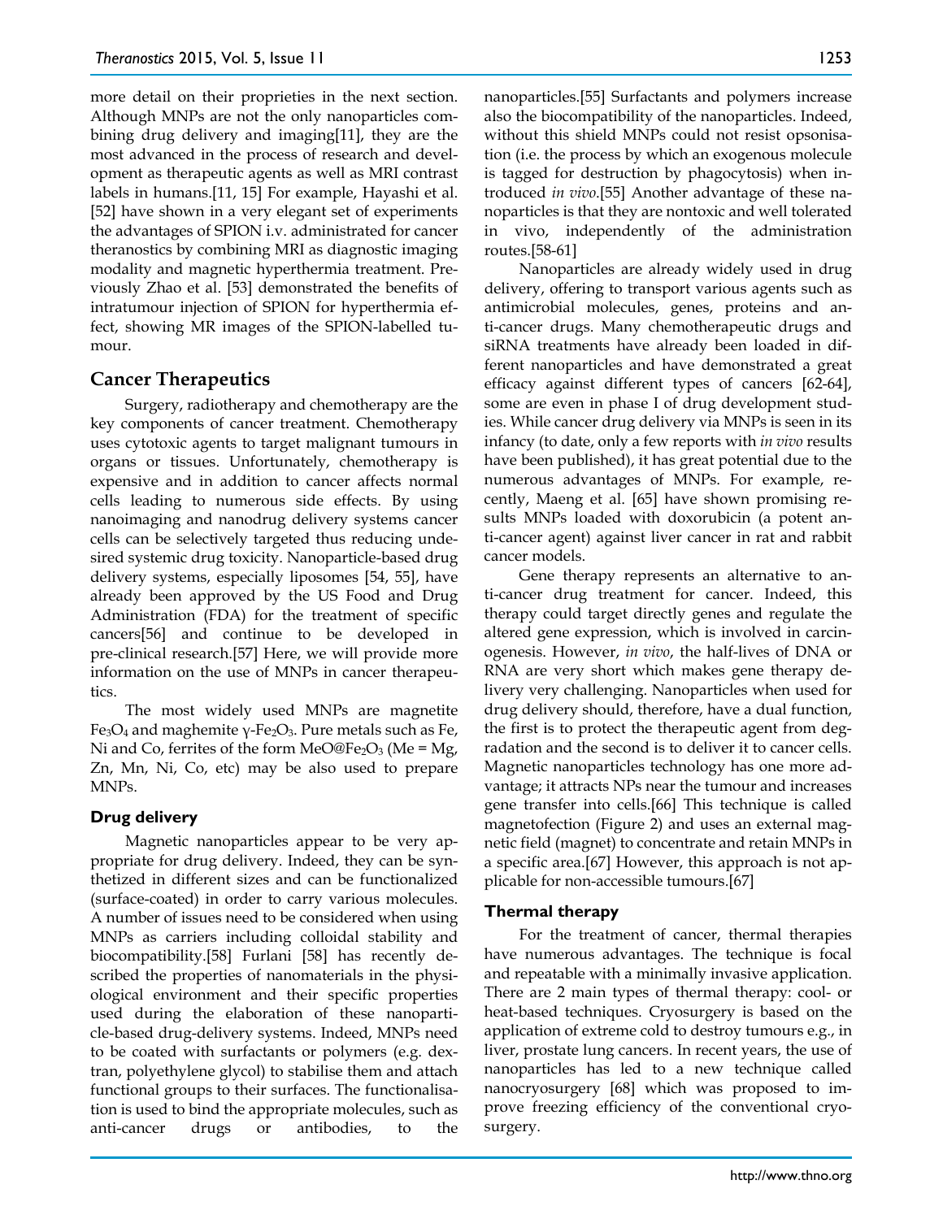more detail on their proprieties in the next section. Although MNPs are not the only nanoparticles combining drug delivery and imaging[11], they are the most advanced in the process of research and development as therapeutic agents as well as MRI contrast labels in humans.[11, 15] For example, Hayashi et al. [52] have shown in a very elegant set of experiments the advantages of SPION i.v. administrated for cancer theranostics by combining MRI as diagnostic imaging modality and magnetic hyperthermia treatment. Previously Zhao et al. [53] demonstrated the benefits of intratumour injection of SPION for hyperthermia effect, showing MR images of the SPION-labelled tumour.

## Cancer Therapeutics

Surgery, radiotherapy and chemotherapy are the key components of cancer treatment. Chemotherapy uses cytotoxic agents to target malignant tumours in organs or tissues. Unfortunately, chemotherapy is expensive and in addition to cancer affects normal cells leading to numerous side effects. By using nanoimaging and nanodrug delivery systems cancer cells can be selectively targeted thus reducing undesired systemic drug toxicity. Nanoparticle-based drug delivery systems, especially liposomes [54, 55], have already been approved by the US Food and Drug Administration (FDA) for the treatment of specific cancers[56] and continue to be developed in pre-clinical research.[57] Here, we will provide more information on the use of MNPs in cancer therapeutics.

The most widely used MNPs are magnetite $Fe_3O_4$ and maghemite $\gamma$-$Fe_2O_3$. Pure metals such as Fe, Ni and Co, ferrites of the form $MeO@Fe_2O_3$ (Me = Mg, Zn, Mn, Ni, Co, etc) may be also used to prepare MNPs.

### Drug delivery

Magnetic nanoparticles appear to be very appropriate for drug delivery. Indeed, they can be synthetized in different sizes and can be functionalized (surface-coated) in order to carry various molecules. A number of issues need to be considered when using MNPs as carriers including colloidal stability and biocompatibility.[58] Furlani [58] has recently described the properties of nanomaterials in the physiological environment and their specific properties used during the elaboration of these nanoparticle-based drug-delivery systems. Indeed, MNPs need to be coated with surfactants or polymers (e.g. dextran, polyethylene glycol) to stabilise them and attach functional groups to their surfaces. The functionalisation is used to bind the appropriate molecules, such as anti-cancer drugs or antibodies, to the nanoparticles.[55] Surfactants and polymers increase also the biocompatibility of the nanoparticles. Indeed, without this shield MNPs could not resist opsonisation (i.e. the process by which an exogenous molecule is tagged for destruction by phagocytosis) when introduced *in vivo*.[55] Another advantage of these nanoparticles is that they are nontoxic and well tolerated in vivo, independently of the administration routes.[58-61]

Nanoparticles are already widely used in drug delivery, offering to transport various agents such as antimicrobial molecules, genes, proteins and anti-cancer drugs. Many chemotherapeutic drugs and siRNA treatments have already been loaded in different nanoparticles and have demonstrated a great efficacy against different types of cancers [62-64], some are even in phase I of drug development studies. While cancer drug delivery via MNPs is seen in its infancy (to date, only a few reports with *in vivo* results have been published), it has great potential due to the numerous advantages of MNPs. For example, recently, Maeng et al. [65] have shown promising results MNPs loaded with doxorubicin (a potent anti-cancer agent) against liver cancer in rat and rabbit cancer models.

Gene therapy represents an alternative to anti-cancer drug treatment for cancer. Indeed, this therapy could target directly genes and regulate the altered gene expression, which is involved in carcinogenesis. However, *in vivo*, the half-lives of DNA or RNA are very short which makes gene therapy delivery very challenging. Nanoparticles when used for drug delivery should, therefore, have a dual function, the first is to protect the therapeutic agent from degradation and the second is to deliver it to cancer cells. Magnetic nanoparticles technology has one more advantage; it attracts NPs near the tumour and increases gene transfer into cells.[66] This technique is called magnetofection (Figure 2) and uses an external magnetic field (magnet) to concentrate and retain MNPs in a specific area.[67] However, this approach is not applicable for non-accessible tumours.[67]

### Thermal therapy

For the treatment of cancer, thermal therapies have numerous advantages. The technique is focal and repeatable with a minimally invasive application. There are 2 main types of thermal therapy: cool- or heat-based techniques. Cryosurgery is based on the application of extreme cold to destroy tumours e.g., in liver, prostate lung cancers. In recent years, the use of nanoparticles has led to a new technique called nanocryosurgery [68] which was proposed to improve freezing efficiency of the conventional cryosurgery.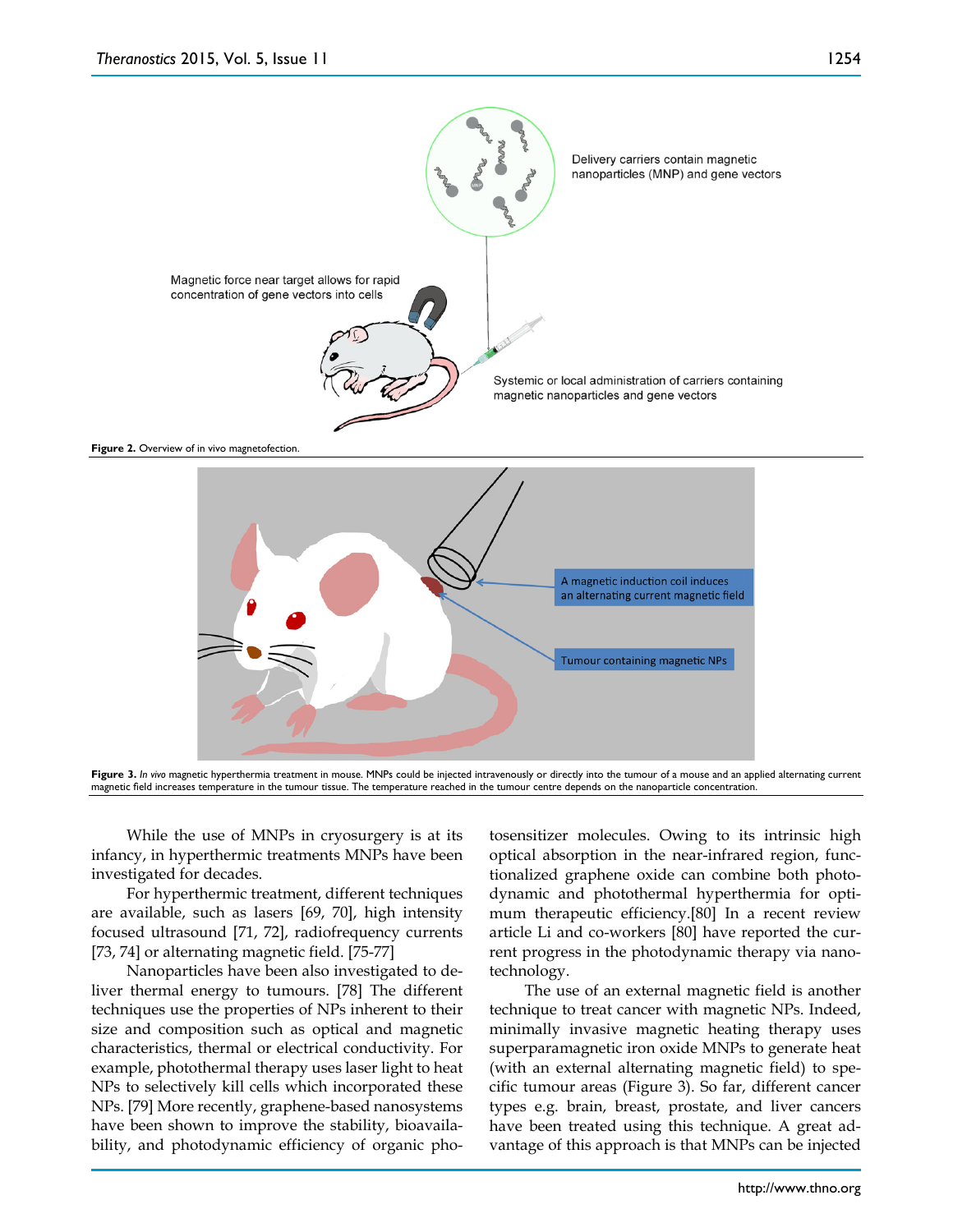Delivery carriers contain magnetic nanoparticles (MNP) and gene vectors

Magnetic force near target allows for rapid concentration of gene vectors into cells

Systemic or local administration of carriers containing magnetic nanoparticles and gene vectors

**Figure 2.** Overview of in vivo magnetofection.

A magnetic induction coil induces an alternating current magnetic field

Tumour containing magnetic NPs

**Figure 3.** *In vivo* magnetic hyperthermia treatment in mouse. MNPs could be injected intravenously or directly into the tumour of a mouse and an applied alternating current magnetic field increases temperature in the tumour tissue. The temperature reached in the tumour centre depends on the nanoparticle concentration.

While the use of MNPs in cryosurgery is at its infancy, in hyperthermic treatments MNPs have been investigated for decades.

For hyperthermic treatment, different techniques are available, such as lasers [69, 70], high intensity focused ultrasound [71, 72], radiofrequency currents [73, 74] or alternating magnetic field. [75-77]

Nanoparticles have been also investigated to deliver thermal energy to tumours. [78] The different techniques use the properties of NPs inherent to their size and composition such as optical and magnetic characteristics, thermal or electrical conductivity. For example, photothermal therapy uses laser light to heat NPs to selectively kill cells which incorporated these NPs. [79] More recently, graphene-based nanosystems have been shown to improve the stability, bioavailability, and photodynamic efficiency of organic photosensitizer molecules. Owing to its intrinsic high optical absorption in the near-infrared region, functionalized graphene oxide can combine both photodynamic and photothermal hyperthermia for optimum therapeutic efficiency.[80] In a recent review article Li and co-workers [80] have reported the current progress in the photodynamic therapy via nanotechnology.

The use of an external magnetic field is another technique to treat cancer with magnetic NPs. Indeed, minimally invasive magnetic heating therapy uses superparamagnetic iron oxide MNPs to generate heat (with an external alternating magnetic field) to specific tumour areas (Figure 3). So far, different cancer types e.g. brain, breast, prostate, and liver cancers have been treated using this technique. A great advantage of this approach is that MNPs can be injected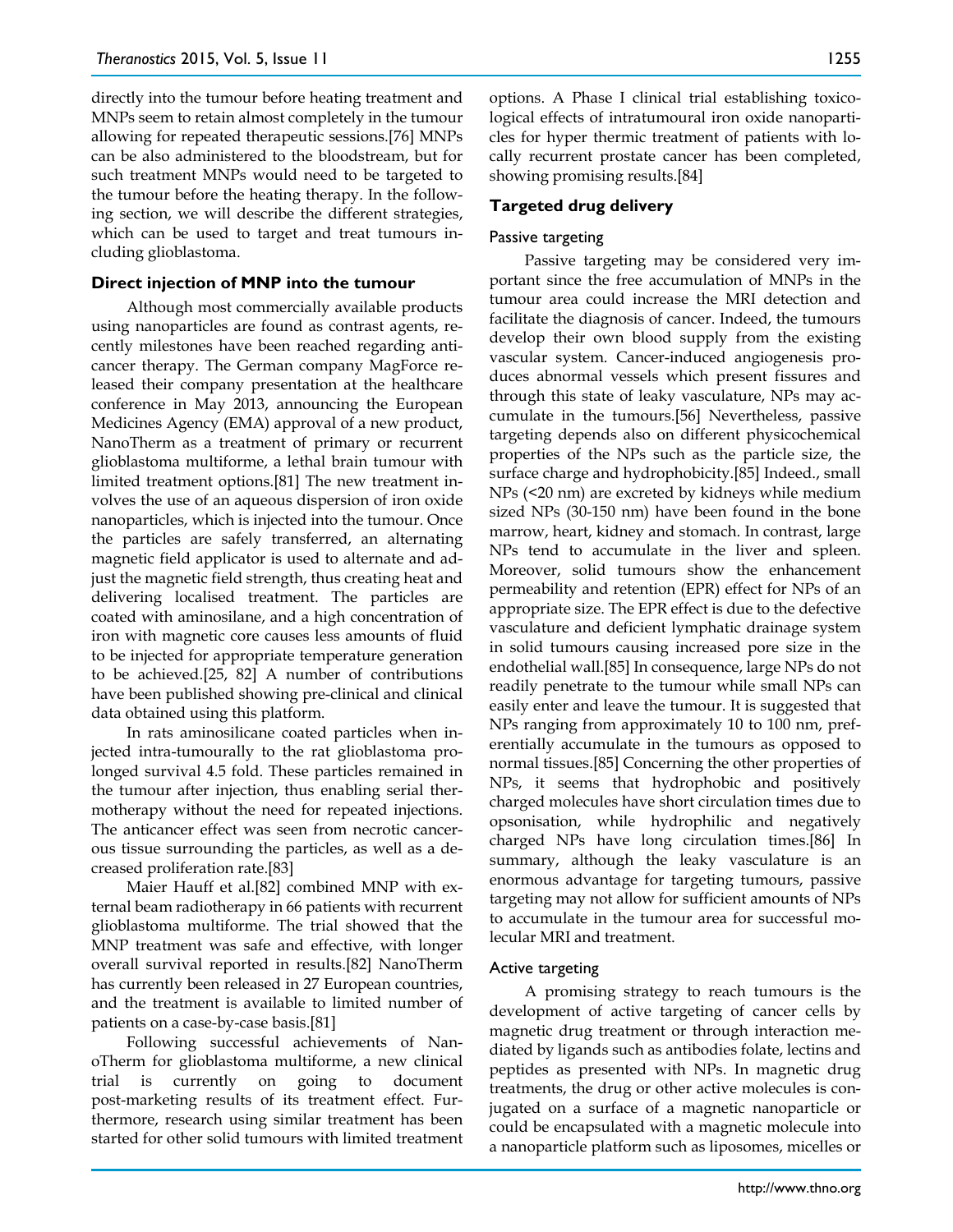directly into the tumour before heating treatment and MNPs seem to retain almost completely in the tumour allowing for repeated therapeutic sessions.[76] MNPs can be also administered to the bloodstream, but for such treatment MNPs would need to be targeted to the tumour before the heating therapy. In the following section, we will describe the different strategies, which can be used to target and treat tumours including glioblastoma.

### Direct injection of MNP into the tumour

Although most commercially available products using nanoparticles are found as contrast agents, recently milestones have been reached regarding anticancer therapy. The German company MagForce released their company presentation at the healthcare conference in May 2013, announcing the European Medicines Agency (EMA) approval of a new product, NanoTherm as a treatment of primary or recurrent glioblastoma multiforme, a lethal brain tumour with limited treatment options.[81] The new treatment involves the use of an aqueous dispersion of iron oxide nanoparticles, which is injected into the tumour. Once the particles are safely transferred, an alternating magnetic field applicator is used to alternate and adjust the magnetic field strength, thus creating heat and delivering localised treatment. The particles are coated with aminosilane, and a high concentration of iron with magnetic core causes less amounts of fluid to be injected for appropriate temperature generation to be achieved.[25, 82] A number of contributions have been published showing pre-clinical and clinical data obtained using this platform.

In rats aminosilicane coated particles when injected intra-tumourally to the rat glioblastoma prolonged survival 4.5 fold. These particles remained in the tumour after injection, thus enabling serial thermotherapy without the need for repeated injections. The anticancer effect was seen from necrotic cancerous tissue surrounding the particles, as well as a decreased proliferation rate.[83]

Maier Hauff et al.[82] combined MNP with external beam radiotherapy in 66 patients with recurrent glioblastoma multiforme. The trial showed that the MNP treatment was safe and effective, with longer overall survival reported in results.[82] NanoTherm has currently been released in 27 European countries, and the treatment is available to limited number of patients on a case-by-case basis.[81]

Following successful achievements of NanoTherm for glioblastoma multiforme, a new clinical trial is currently on going to document post-marketing results of its treatment effect. Furthermore, research using similar treatment has been started for other solid tumours with limited treatment options. A Phase I clinical trial establishing toxicological effects of intratumoural iron oxide nanoparticles for hyper thermic treatment of patients with locally recurrent prostate cancer has been completed, showing promising results.[84]

### Targeted drug delivery

#### Passive targeting

Passive targeting may be considered very important since the free accumulation of MNPs in the tumour area could increase the MRI detection and facilitate the diagnosis of cancer. Indeed, the tumours develop their own blood supply from the existing vascular system. Cancer-induced angiogenesis produces abnormal vessels which present fissures and through this state of leaky vasculature, NPs may accumulate in the tumours.[56] Nevertheless, passive targeting depends also on different physicochemical properties of the NPs such as the particle size, the surface charge and hydrophobicity.[85] Indeed., small NPs (<20 nm) are excreted by kidneys while medium sized NPs (30-150 nm) have been found in the bone marrow, heart, kidney and stomach. In contrast, large NPs tend to accumulate in the liver and spleen. Moreover, solid tumours show the enhancement permeability and retention (EPR) effect for NPs of an appropriate size. The EPR effect is due to the defective vasculature and deficient lymphatic drainage system in solid tumours causing increased pore size in the endothelial wall.[85] In consequence, large NPs do not readily penetrate to the tumour while small NPs can easily enter and leave the tumour. It is suggested that NPs ranging from approximately 10 to 100 nm, preferentially accumulate in the tumours as opposed to normal tissues.[85] Concerning the other properties of NPs, it seems that hydrophobic and positively charged molecules have short circulation times due to opsonisation, while hydrophilic and negatively charged NPs have long circulation times.[86] In summary, although the leaky vasculature is an enormous advantage for targeting tumours, passive targeting may not allow for sufficient amounts of NPs to accumulate in the tumour area for successful molecular MRI and treatment.

#### Active targeting

A promising strategy to reach tumours is the development of active targeting of cancer cells by magnetic drug treatment or through interaction mediated by ligands such as antibodies folate, lectins and peptides as presented with NPs. In magnetic drug treatments, the drug or other active molecules is conjugated on a surface of a magnetic nanoparticle or could be encapsulated with a magnetic molecule into a nanoparticle platform such as liposomes, micelles or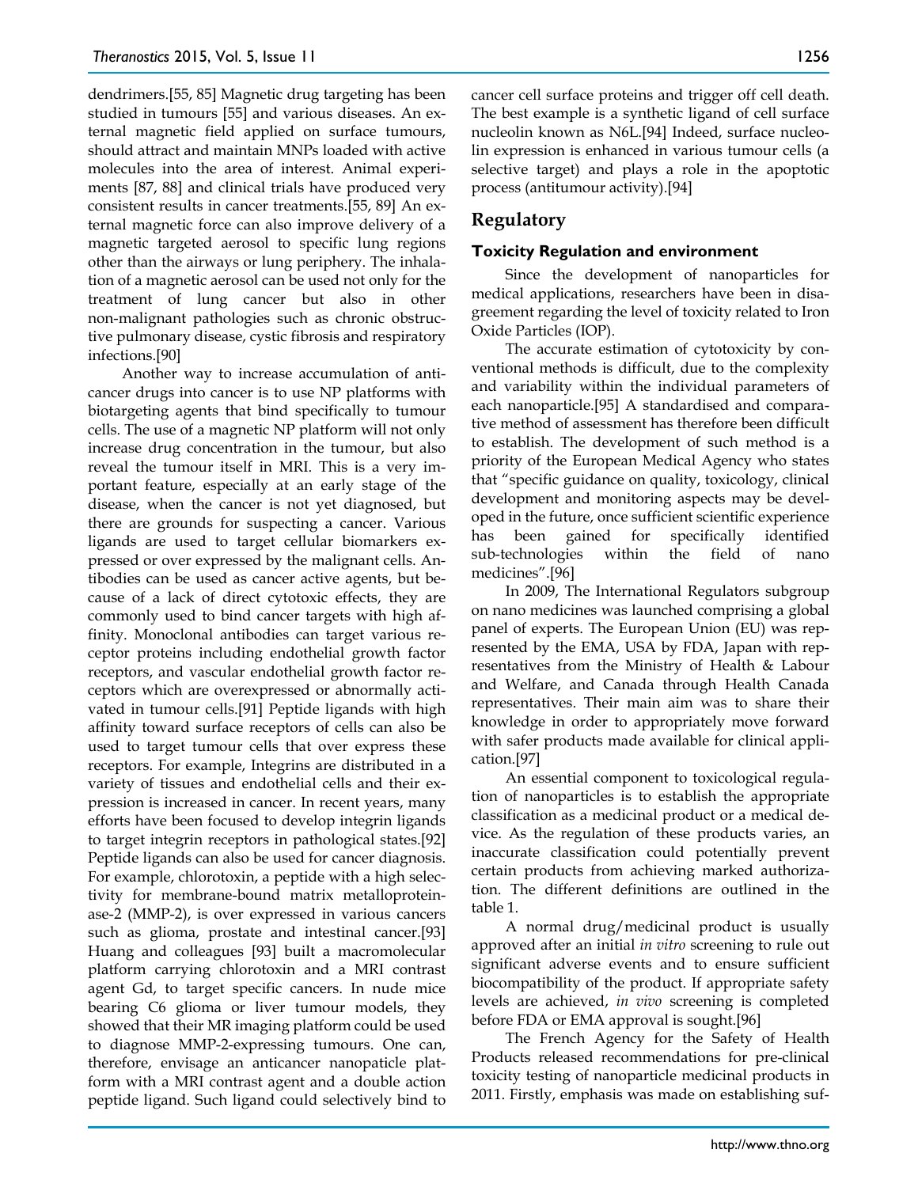dendrimers.[55, 85] Magnetic drug targeting has been studied in tumours [55] and various diseases. An external magnetic field applied on surface tumours, should attract and maintain MNPs loaded with active molecules into the area of interest. Animal experiments [87, 88] and clinical trials have produced very consistent results in cancer treatments.[55, 89] An external magnetic force can also improve delivery of a magnetic targeted aerosol to specific lung regions other than the airways or lung periphery. The inhalation of a magnetic aerosol can be used not only for the treatment of lung cancer but also in other non-malignant pathologies such as chronic obstructive pulmonary disease, cystic fibrosis and respiratory infections.[90]

Another way to increase accumulation of anticancer drugs into cancer is to use NP platforms with biotargeting agents that bind specifically to tumour cells. The use of a magnetic NP platform will not only increase drug concentration in the tumour, but also reveal the tumour itself in MRI. This is a very important feature, especially at an early stage of the disease, when the cancer is not yet diagnosed, but there are grounds for suspecting a cancer. Various ligands are used to target cellular biomarkers expressed or over expressed by the malignant cells. Antibodies can be used as cancer active agents, but because of a lack of direct cytotoxic effects, they are commonly used to bind cancer targets with high affinity. Monoclonal antibodies can target various receptor proteins including endothelial growth factor receptors, and vascular endothelial growth factor receptors which are overexpressed or abnormally activated in tumour cells.[91] Peptide ligands with high affinity toward surface receptors of cells can also be used to target tumour cells that over express these receptors. For example, Integrins are distributed in a variety of tissues and endothelial cells and their expression is increased in cancer. In recent years, many efforts have been focused to develop integrin ligands to target integrin receptors in pathological states.[92] Peptide ligands can also be used for cancer diagnosis. For example, chlorotoxin, a peptide with a high selectivity for membrane-bound matrix metalloproteinase-2 (MMP-2), is over expressed in various cancers such as glioma, prostate and intestinal cancer.[93] Huang and colleagues [93] built a macromolecular platform carrying chlorotoxin and a MRI contrast agent Gd, to target specific cancers. In nude mice bearing C6 glioma or liver tumour models, they showed that their MR imaging platform could be used to diagnose MMP-2-expressing tumours. One can, therefore, envisage an anticancer nanopaticle platform with a MRI contrast agent and a double action peptide ligand. Such ligand could selectively bind to cancer cell surface proteins and trigger off cell death. The best example is a synthetic ligand of cell surface nucleolin known as N6L.[94] Indeed, surface nucleolin expression is enhanced in various tumour cells (a selective target) and plays a role in the apoptotic process (antitumour activity).[94]

## Regulatory

### Toxicity Regulation and environment

Since the development of nanoparticles for medical applications, researchers have been in disagreement regarding the level of toxicity related to Iron Oxide Particles (IOP).

The accurate estimation of cytotoxicity by conventional methods is difficult, due to the complexity and variability within the individual parameters of each nanoparticle.[95] A standardised and comparative method of assessment has therefore been difficult to establish. The development of such method is a priority of the European Medical Agency who states that "specific guidance on quality, toxicology, clinical development and monitoring aspects may be developed in the future, once sufficient scientific experience has been gained for specifically identified sub-technologies within the field of nano medicines".[96]

In 2009, The International Regulators subgroup on nano medicines was launched comprising a global panel of experts. The European Union (EU) was represented by the EMA, USA by FDA, Japan with representatives from the Ministry of Health & Labour and Welfare, and Canada through Health Canada representatives. Their main aim was to share their knowledge in order to appropriately move forward with safer products made available for clinical application.[97]

An essential component to toxicological regulation of nanoparticles is to establish the appropriate classification as a medicinal product or a medical device. As the regulation of these products varies, an inaccurate classification could potentially prevent certain products from achieving marked authorization. The different definitions are outlined in the table 1.

A normal drug/medicinal product is usually approved after an initial *in vitro* screening to rule out significant adverse events and to ensure sufficient biocompatibility of the product. If appropriate safety levels are achieved, *in vivo* screening is completed before FDA or EMA approval is sought.[96]

The French Agency for the Safety of Health Products released recommendations for pre-clinical toxicity testing of nanoparticle medicinal products in 2011. Firstly, emphasis was made on establishing suf-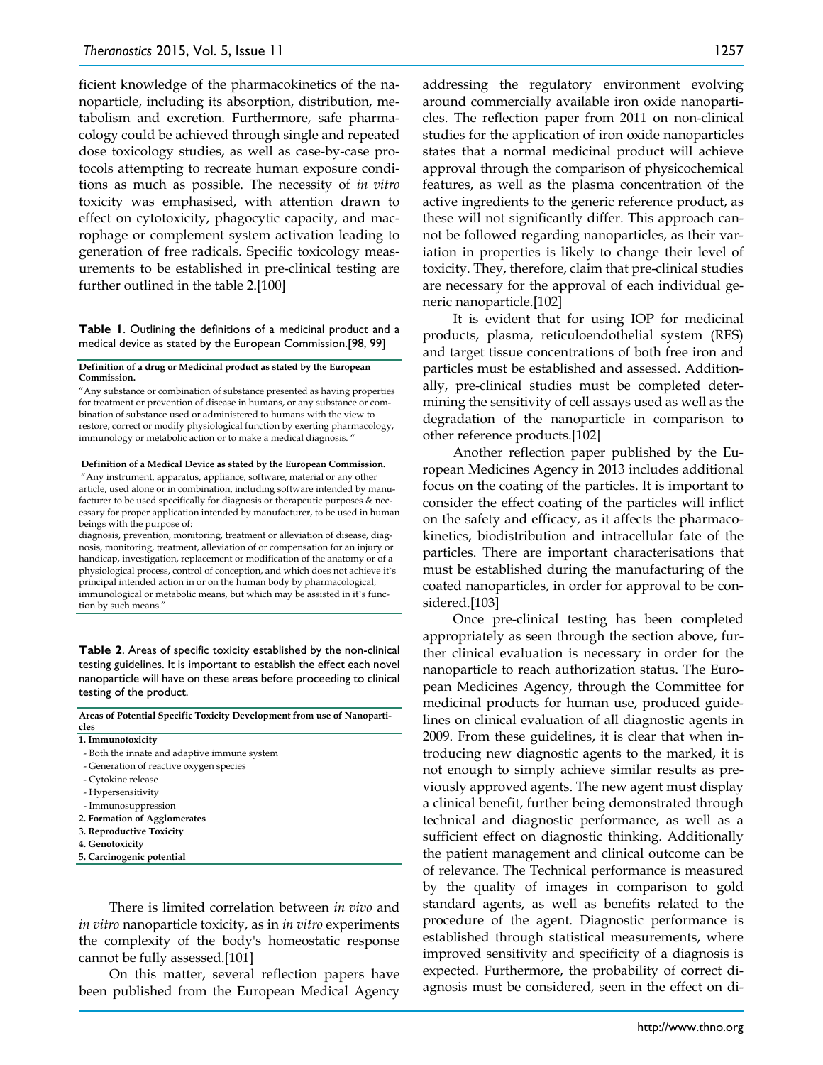ficient knowledge of the pharmacokinetics of the nanoparticle, including its absorption, distribution, metabolism and excretion. Furthermore, safe pharmacology could be achieved through single and repeated dose toxicology studies, as well as case-by-case protocols attempting to recreate human exposure conditions as much as possible. The necessity of *in vitro* toxicity was emphasised, with attention drawn to effect on cytotoxicity, phagocytic capacity, and macrophage or complement system activation leading to generation of free radicals. Specific toxicology measurements to be established in pre-clinical testing are further outlined in the table 2.[100]

**Table 1**. Outlining the definitions of a medicinal product and a medical device as stated by the European Commission.[98, 99]

| |
|---|
| **Definition of a drug or Medicinal product as stated by the European Commission.** |
| "Any substance or combination of substance presented as having properties for treatment or prevention of disease in humans, or any substance or combination of substance used or administered to humans with the view to restore, correct or modify physiological function by exerting pharmacology, immunology or metabolic action or to make a medical diagnosis. " |
| **Definition of a Medical Device as stated by the European Commission.** |
| "Any instrument, apparatus, appliance, software, material or any other article, used alone or in combination, including software intended by manufacturer to be used specifically for diagnosis or therapeutic purposes & necessary for proper application intended by manufacturer, to be used in human beings with the purpose of: diagnosis, prevention, monitoring, treatment or alleviation of disease, diagnosis, monitoring, treatment, alleviation of or compensation for an injury or handicap, investigation, replacement or modification of the anatomy or of a physiological process, control of conception, and which does not achieve it`s principal intended action in or on the human body by pharmacological, immunological or metabolic means, but which may be assisted in it`s function by such means." |

**Table 2**. Areas of specific toxicity established by the non-clinical testing guidelines. It is important to establish the effect each novel nanoparticle will have on these areas before proceeding to clinical testing of the product.

| Areas of Potential Specific Toxicity Development from use of Nanoparticles |
|---|
| **1. Immunotoxicity** |
| - Both the innate and adaptive immune system |
| - Generation of reactive oxygen species |
| - Cytokine release |
| - Hypersensitivity |
| - Immunosuppression |
| **2. Formation of Agglomerates** |
| **3. Reproductive Toxicity** |
| **4. Genotoxicity** |
| **5. Carcinogenic potential** |

There is limited correlation between *in vivo* and *in vitro* nanoparticle toxicity, as in *in vitro* experiments the complexity of the body's homeostatic response cannot be fully assessed.[101]

On this matter, several reflection papers have been published from the European Medical Agency addressing the regulatory environment evolving around commercially available iron oxide nanoparticles. The reflection paper from 2011 on non-clinical studies for the application of iron oxide nanoparticles states that a normal medicinal product will achieve approval through the comparison of physicochemical features, as well as the plasma concentration of the active ingredients to the generic reference product, as these will not significantly differ. This approach cannot be followed regarding nanoparticles, as their variation in properties is likely to change their level of toxicity. They, therefore, claim that pre-clinical studies are necessary for the approval of each individual generic nanoparticle.[102]

It is evident that for using IOP for medicinal products, plasma, reticuloendothelial system (RES) and target tissue concentrations of both free iron and particles must be established and assessed. Additionally, pre-clinical studies must be completed determining the sensitivity of cell assays used as well as the degradation of the nanoparticle in comparison to other reference products.[102]

Another reflection paper published by the European Medicines Agency in 2013 includes additional focus on the coating of the particles. It is important to consider the effect coating of the particles will inflict on the safety and efficacy, as it affects the pharmacokinetics, biodistribution and intracellular fate of the particles. There are important characterisations that must be established during the manufacturing of the coated nanoparticles, in order for approval to be considered.[103]

Once pre-clinical testing has been completed appropriately as seen through the section above, further clinical evaluation is necessary in order for the nanoparticle to reach authorization status. The European Medicines Agency, through the Committee for medicinal products for human use, produced guidelines on clinical evaluation of all diagnostic agents in 2009. From these guidelines, it is clear that when introducing new diagnostic agents to the marked, it is not enough to simply achieve similar results as previously approved agents. The new agent must display a clinical benefit, further being demonstrated through technical and diagnostic performance, as well as a sufficient effect on diagnostic thinking. Additionally the patient management and clinical outcome can be of relevance. The Technical performance is measured by the quality of images in comparison to gold standard agents, as well as benefits related to the procedure of the agent. Diagnostic performance is established through statistical measurements, where improved sensitivity and specificity of a diagnosis is expected. Furthermore, the probability of correct diagnosis must be considered, seen in the effect on di-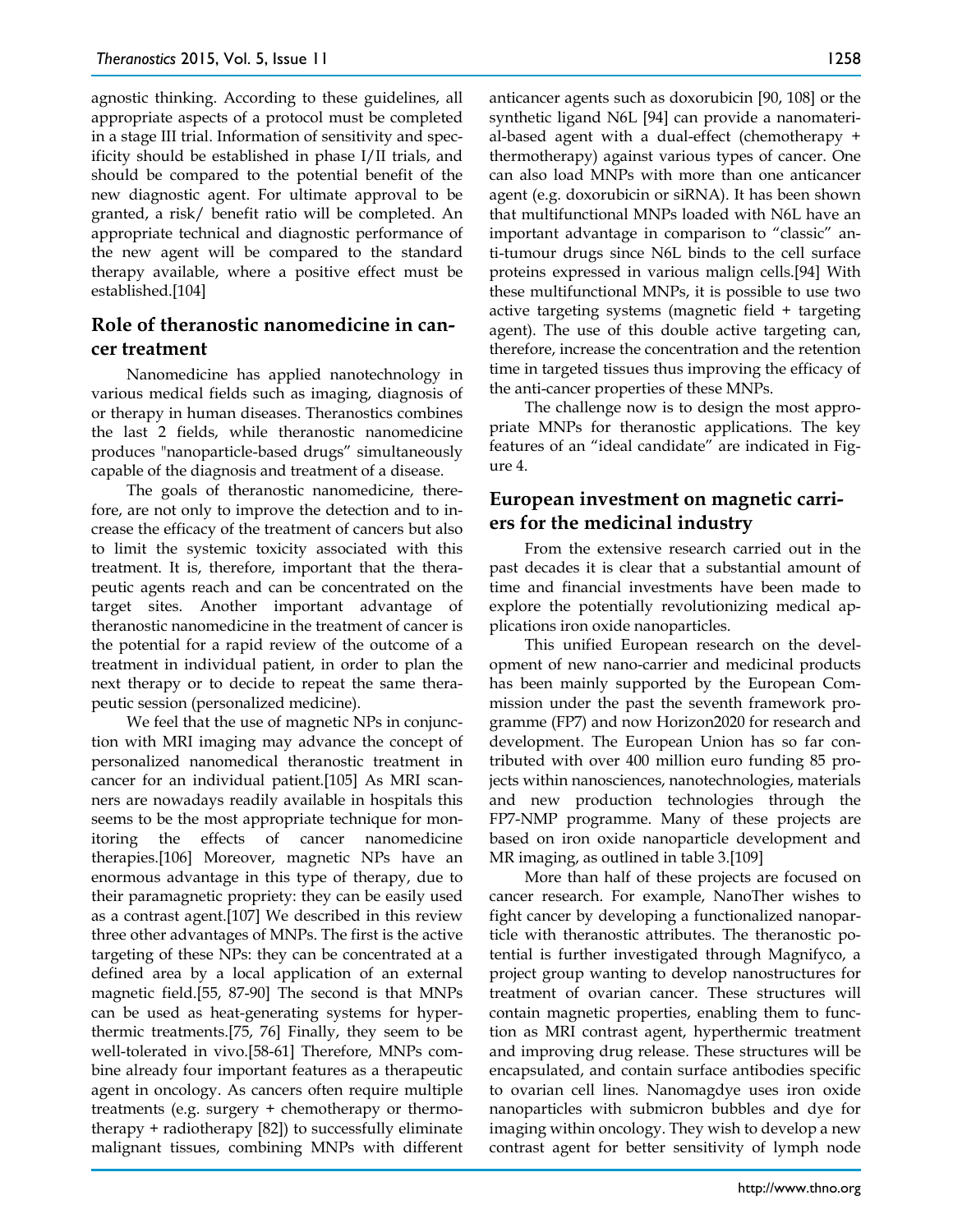agnostic thinking. According to these guidelines, all appropriate aspects of a protocol must be completed in a stage III trial. Information of sensitivity and specificity should be established in phase I/II trials, and should be compared to the potential benefit of the new diagnostic agent. For ultimate approval to be granted, a risk/ benefit ratio will be completed. An appropriate technical and diagnostic performance of the new agent will be compared to the standard therapy available, where a positive effect must be established.[104]

## Role of theranostic nanomedicine in cancer treatment

Nanomedicine has applied nanotechnology in various medical fields such as imaging, diagnosis of or therapy in human diseases. Theranostics combines the last 2 fields, while theranostic nanomedicine produces "nanoparticle-based drugs" simultaneously capable of the diagnosis and treatment of a disease.

The goals of theranostic nanomedicine, therefore, are not only to improve the detection and to increase the efficacy of the treatment of cancers but also to limit the systemic toxicity associated with this treatment. It is, therefore, important that the therapeutic agents reach and can be concentrated on the target sites. Another important advantage of theranostic nanomedicine in the treatment of cancer is the potential for a rapid review of the outcome of a treatment in individual patient, in order to plan the next therapy or to decide to repeat the same therapeutic session (personalized medicine).

We feel that the use of magnetic NPs in conjunction with MRI imaging may advance the concept of personalized nanomedical theranostic treatment in cancer for an individual patient.[105] As MRI scanners are nowadays readily available in hospitals this seems to be the most appropriate technique for monitoring the effects of cancer nanomedicine therapies.[106] Moreover, magnetic NPs have an enormous advantage in this type of therapy, due to their paramagnetic propriety: they can be easily used as a contrast agent.[107] We described in this review three other advantages of MNPs. The first is the active targeting of these NPs: they can be concentrated at a defined area by a local application of an external magnetic field.[55, 87-90] The second is that MNPs can be used as heat-generating systems for hyperthermic treatments.[75, 76] Finally, they seem to be well-tolerated in vivo.[58-61] Therefore, MNPs combine already four important features as a therapeutic agent in oncology. As cancers often require multiple treatments (e.g. surgery + chemotherapy or thermotherapy + radiotherapy [82]) to successfully eliminate malignant tissues, combining MNPs with different anticancer agents such as doxorubicin [90, 108] or the synthetic ligand N6L [94] can provide a nanomaterial-based agent with a dual-effect (chemotherapy + thermotherapy) against various types of cancer. One can also load MNPs with more than one anticancer agent (e.g. doxorubicin or siRNA). It has been shown that multifunctional MNPs loaded with N6L have an important advantage in comparison to "classic" anti-tumour drugs since N6L binds to the cell surface proteins expressed in various malign cells.[94] With these multifunctional MNPs, it is possible to use two active targeting systems (magnetic field + targeting agent). The use of this double active targeting can, therefore, increase the concentration and the retention time in targeted tissues thus improving the efficacy of the anti-cancer properties of these MNPs.

The challenge now is to design the most appropriate MNPs for theranostic applications. The key features of an "ideal candidate" are indicated in Figure 4.

## European investment on magnetic carriers for the medicinal industry

From the extensive research carried out in the past decades it is clear that a substantial amount of time and financial investments have been made to explore the potentially revolutionizing medical applications iron oxide nanoparticles.

This unified European research on the development of new nano-carrier and medicinal products has been mainly supported by the European Commission under the past the seventh framework programme (FP7) and now Horizon2020 for research and development. The European Union has so far contributed with over 400 million euro funding 85 projects within nanosciences, nanotechnologies, materials and new production technologies through the FP7-NMP programme. Many of these projects are based on iron oxide nanoparticle development and MR imaging, as outlined in table 3.[109]

More than half of these projects are focused on cancer research. For example, NanoTher wishes to fight cancer by developing a functionalized nanoparticle with theranostic attributes. The theranostic potential is further investigated through Magnifyco, a project group wanting to develop nanostructures for treatment of ovarian cancer. These structures will contain magnetic properties, enabling them to function as MRI contrast agent, hyperthermic treatment and improving drug release. These structures will be encapsulated, and contain surface antibodies specific to ovarian cell lines. Nanomagdye uses iron oxide nanoparticles with submicron bubbles and dye for imaging within oncology. They wish to develop a new contrast agent for better sensitivity of lymph node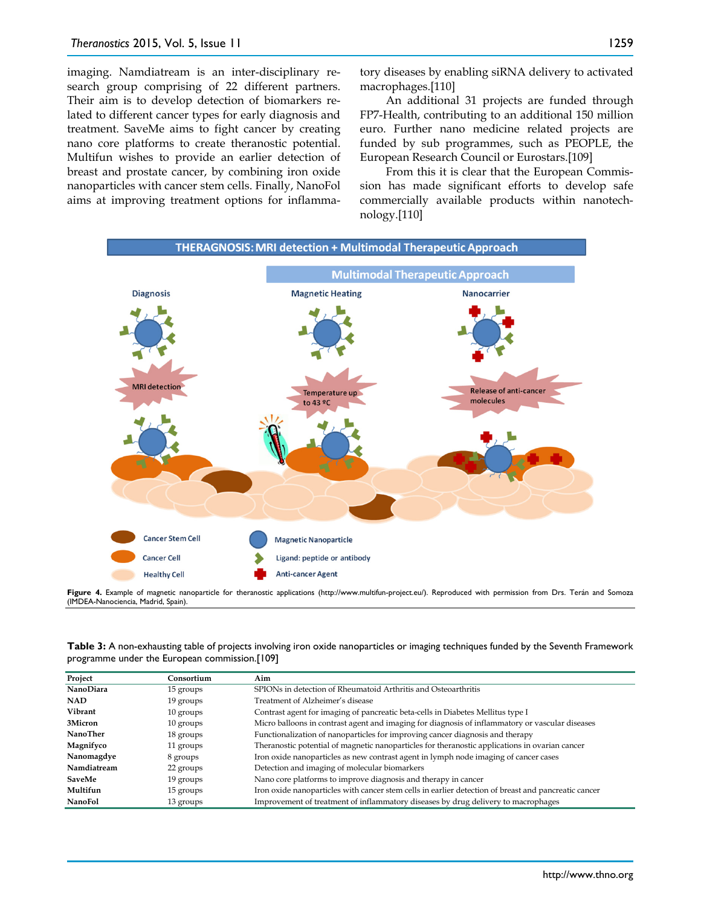imaging. Namdiatream is an inter-disciplinary research group comprising of 22 different partners. Their aim is to develop detection of biomarkers related to different cancer types for early diagnosis and treatment. SaveMe aims to fight cancer by creating nano core platforms to create theranostic potential. Multifun wishes to provide an earlier detection of breast and prostate cancer, by combining iron oxide nanoparticles with cancer stem cells. Finally, NanoFol aims at improving treatment options for inflammatory diseases by enabling siRNA delivery to activated macrophages.[110]

An additional 31 projects are funded through FP7-Health, contributing to an additional 150 million euro. Further nano medicine related projects are funded by sub programmes, such as PEOPLE, the European Research Council or Eurostars.[109]

From this it is clear that the European Commission has made significant efforts to develop safe commercially available products within nanotechnology.[110]

THERAGNOSIS: MRI detection + Multimodal Therapeutic Approach

Multimodal Therapeutic Approach

Diagnosis

Magnetic Heating

Nanocarrier

MRI detection

Temperature up to 43 ºC

Release of anti-cancer molecules

Cancer Stem Cell

Cancer Cell

Healthy Cell

Magnetic Nanoparticle

Ligand: peptide or antibody

Anti-cancer Agent

**Figure 4.** Example of magnetic nanoparticle for theranostic applications (http://www.multifun-project.eu/). Reproduced with permission from Drs. Terán and Somoza (IMDEA-Nanociencia, Madrid, Spain).

**Table 3:** A non-exhausting table of projects involving iron oxide nanoparticles or imaging techniques funded by the Seventh Framework programme under the European commission.[109]

| Project | Consortium | Aim |
|---|---|---|
| **NanoDiara** | 15 groups | SPIONs in detection of Rheumatoid Arthritis and Osteoarthritis |
| **NAD** | 19 groups | Treatment of Alzheimer's disease |
| **Vibrant** | 10 groups | Contrast agent for imaging of pancreatic beta-cells in Diabetes Mellitus type I |
| **3Micron** | 10 groups | Micro balloons in contrast agent and imaging for diagnosis of inflammatory or vascular diseases |
| **NanoTher** | 18 groups | Functionalization of nanoparticles for improving cancer diagnosis and therapy |
| **Magnifyco** | 11 groups | Theranostic potential of magnetic nanoparticles for theranostic applications in ovarian cancer |
| **Nanomagdye** | 8 groups | Iron oxide nanoparticles as new contrast agent in lymph node imaging of cancer cases |
| **Namdiatream** | 22 groups | Detection and imaging of molecular biomarkers |
| **SaveMe** | 19 groups | Nano core platforms to improve diagnosis and therapy in cancer |
| **Multifun** | 15 groups | Iron oxide nanoparticles with cancer stem cells in earlier detection of breast and pancreatic cancer |
| **NanoFol** | 13 groups | Improvement of treatment of inflammatory diseases by drug delivery to macrophages |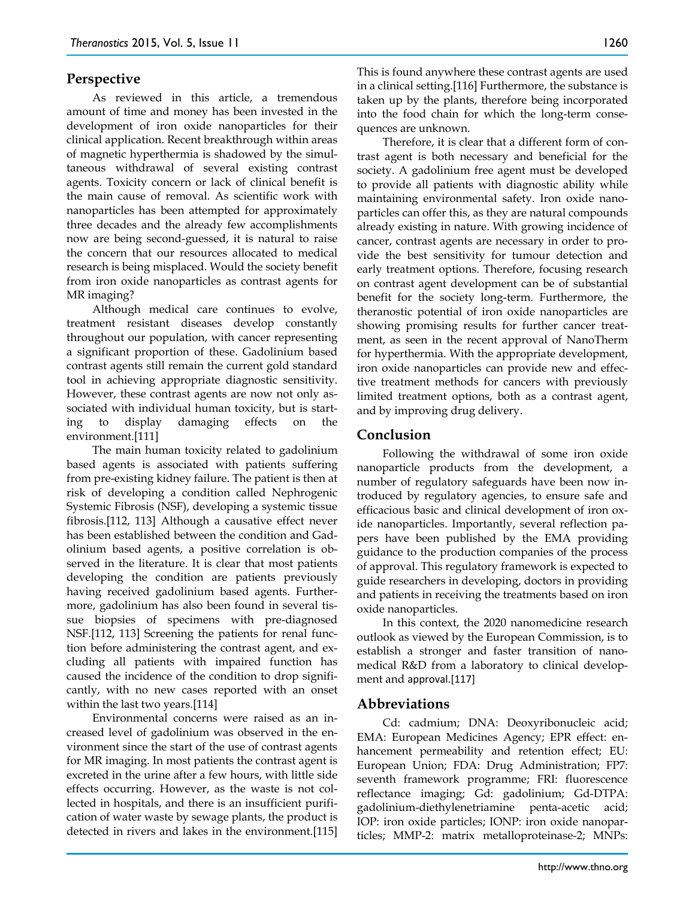## Perspective

As reviewed in this article, a tremendous amount of time and money has been invested in the development of iron oxide nanoparticles for their clinical application. Recent breakthrough within areas of magnetic hyperthermia is shadowed by the simultaneous withdrawal of several existing contrast agents. Toxicity concern or lack of clinical benefit is the main cause of removal. As scientific work with nanoparticles has been attempted for approximately three decades and the already few accomplishments now are being second-guessed, it is natural to raise the concern that our resources allocated to medical research is being misplaced. Would the society benefit from iron oxide nanoparticles as contrast agents for MR imaging?

Although medical care continues to evolve, treatment resistant diseases develop constantly throughout our population, with cancer representing a significant proportion of these. Gadolinium based contrast agents still remain the current gold standard tool in achieving appropriate diagnostic sensitivity. However, these contrast agents are now not only associated with individual human toxicity, but is starting to display damaging effects on the environment.[111]

The main human toxicity related to gadolinium based agents is associated with patients suffering from pre-existing kidney failure. The patient is then at risk of developing a condition called Nephrogenic Systemic Fibrosis (NSF), developing a systemic tissue fibrosis.[112, 113] Although a causative effect never has been established between the condition and Gadolinium based agents, a positive correlation is observed in the literature. It is clear that most patients developing the condition are patients previously having received gadolinium based agents. Furthermore, gadolinium has also been found in several tissue biopsies of specimens with pre-diagnosed NSF.[112, 113] Screening the patients for renal function before administering the contrast agent, and excluding all patients with impaired function has caused the incidence of the condition to drop significantly, with no new cases reported with an onset within the last two years.[114]

Environmental concerns were raised as an increased level of gadolinium was observed in the environment since the start of the use of contrast agents for MR imaging. In most patients the contrast agent is excreted in the urine after a few hours, with little side effects occurring. However, as the waste is not collected in hospitals, and there is an insufficient purification of water waste by sewage plants, the product is detected in rivers and lakes in the environment.[115] This is found anywhere these contrast agents are used in a clinical setting.[116] Furthermore, the substance is taken up by the plants, therefore being incorporated into the food chain for which the long-term consequences are unknown.

Therefore, it is clear that a different form of contrast agent is both necessary and beneficial for the society. A gadolinium free agent must be developed to provide all patients with diagnostic ability while maintaining environmental safety. Iron oxide nanoparticles can offer this, as they are natural compounds already existing in nature. With growing incidence of cancer, contrast agents are necessary in order to provide the best sensitivity for tumour detection and early treatment options. Therefore, focusing research on contrast agent development can be of substantial benefit for the society long-term. Furthermore, the theranostic potential of iron oxide nanoparticles are showing promising results for further cancer treatment, as seen in the recent approval of NanoTherm for hyperthermia. With the appropriate development, iron oxide nanoparticles can provide new and effective treatment methods for cancers with previously limited treatment options, both as a contrast agent, and by improving drug delivery.

## Conclusion

Following the withdrawal of some iron oxide nanoparticle products from the development, a number of regulatory safeguards have been now introduced by regulatory agencies, to ensure safe and efficacious basic and clinical development of iron oxide nanoparticles. Importantly, several reflection papers have been published by the EMA providing guidance to the production companies of the process of approval. This regulatory framework is expected to guide researchers in developing, doctors in providing and patients in receiving the treatments based on iron oxide nanoparticles.

In this context, the 2020 nanomedicine research outlook as viewed by the European Commission, is to establish a stronger and faster transition of nanomedical R&D from a laboratory to clinical development and approval.[117]

## Abbreviations

Cd: cadmium; DNA: Deoxyribonucleic acid; EMA: European Medicines Agency; EPR effect: enhancement permeability and retention effect; EU: European Union; FDA: Drug Administration; FP7: seventh framework programme; FRI: fluorescence reflectance imaging; Gd: gadolinium; Gd-DTPA: gadolinium-diethylenetriamine penta-acetic acid; IOP: iron oxide particles; IONP: iron oxide nanoparticles; MMP-2: matrix metalloproteinase-2; MNPs: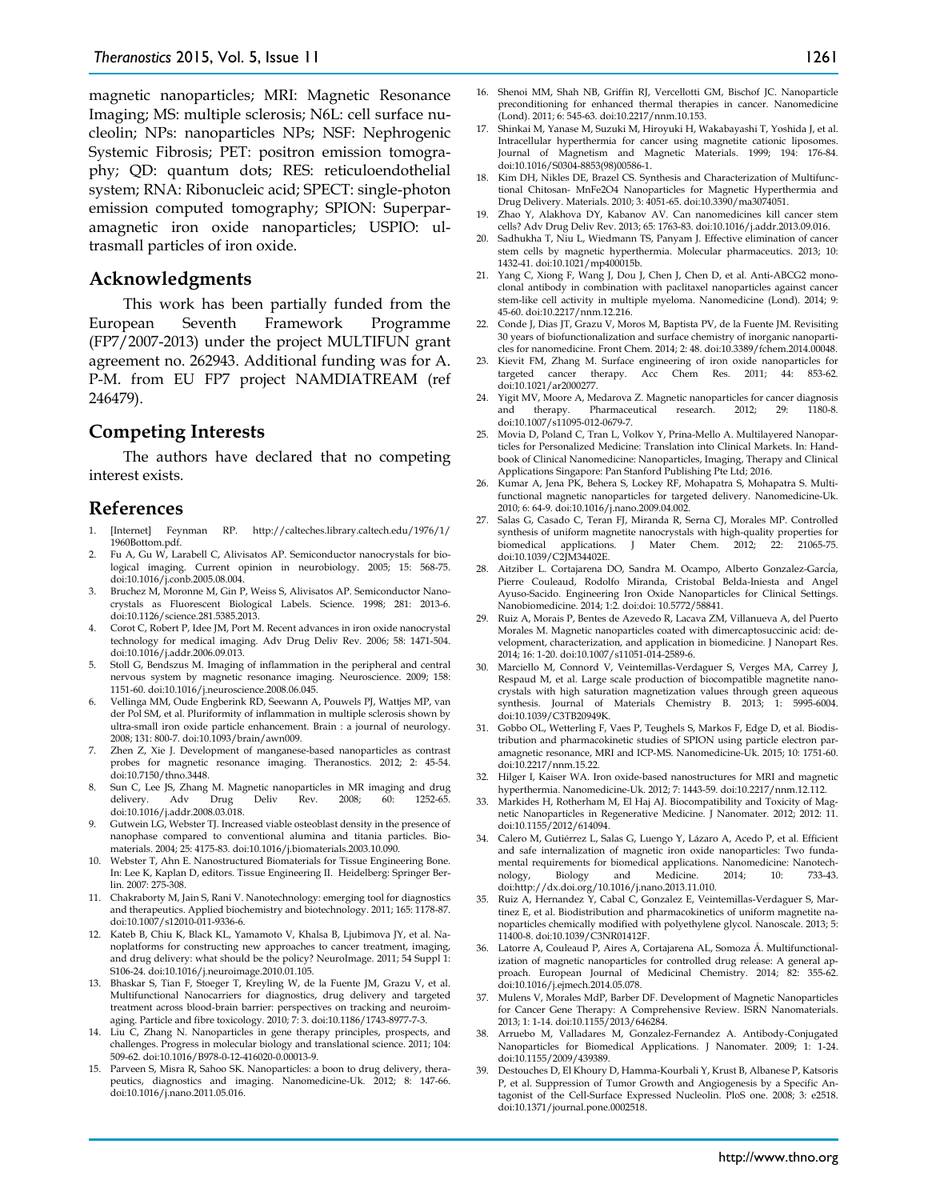magnetic nanoparticles; MRI: Magnetic Resonance Imaging; MS: multiple sclerosis; N6L: cell surface nucleolin; NPs: nanoparticles NPs; NSF: Nephrogenic Systemic Fibrosis; PET: positron emission tomography; QD: quantum dots; RES: reticuloendothelial system; RNA: Ribonucleic acid; SPECT: single-photon emission computed tomography; SPION: Superparamagnetic iron oxide nanoparticles; USPIO: ultrasmall particles of iron oxide.

## Acknowledgments

This work has been partially funded from the European Seventh Framework Programme (FP7/2007-2013) under the project MULTIFUN grant agreement no. 262943. Additional funding was for A. P-M. from EU FP7 project NAMDIATREAM (ref 246479).

## Competing Interests

The authors have declared that no competing interest exists.

## References

1. [Internet] Feynman RP. http://calteches.library.caltech.edu/1976/1/1960Bottom.pdf.
2. Fu A, Gu W, Larabell C, Alivisatos AP. Semiconductor nanocrystals for biological imaging. Current opinion in neurobiology. 2005; 15: 568-75. doi:10.1016/j.conb.2005.08.004.
3. Bruchez M, Moronne M, Gin P, Weiss S, Alivisatos AP. Semiconductor Nanocrystals as Fluorescent Biological Labels. Science. 1998; 281: 2013-6. doi:10.1126/science.281.5385.2013.
4. Corot C, Robert P, Idee JM, Port M. Recent advances in iron oxide nanocrystal technology for medical imaging. Adv Drug Deliv Rev. 2006; 58: 1471-504. doi:10.1016/j.addr.2006.09.013.
5. Stoll G, Bendszus M. Imaging of inflammation in the peripheral and central nervous system by magnetic resonance imaging. Neuroscience. 2009; 158: 1151-60. doi:10.1016/j.neuroscience.2008.06.045.
6. Vellinga MM, Oude Engberink RD, Seewann A, Pouwels PJ, Wattjes MP, van der Pol SM, et al. Pluriformity of inflammation in multiple sclerosis shown by ultra-small iron oxide particle enhancement. Brain : a journal of neurology. 2008; 131: 800-7. doi:10.1093/brain/awn009.
7. Zhen Z, Xie J. Development of manganese-based nanoparticles as contrast probes for magnetic resonance imaging. Theranostics. 2012; 2: 45-54. doi:10.7150/thno.3448.
8. Sun C, Lee JS, Zhang M. Magnetic nanoparticles in MR imaging and drug delivery. Adv Drug Deliv Rev. 2008; 60: 1252-65. doi:10.1016/j.addr.2008.03.018.
9. Gutwein LG, Webster TJ. Increased viable osteoblast density in the presence of nanophase compared to conventional alumina and titania particles. Biomaterials. 2004; 25: 4175-83. doi:10.1016/j.biomaterials.2003.10.090.
10. Webster T, Ahn E. Nanostructured Biomaterials for Tissue Engineering Bone. In: Lee K, Kaplan D, editors. Tissue Engineering II. Heidelberg: Springer Berlin. 2007: 275-308.
11. Chakraborty M, Jain S, Rani V. Nanotechnology: emerging tool for diagnostics and therapeutics. Applied biochemistry and biotechnology. 2011; 165: 1178-87. doi:10.1007/s12010-011-9336-6.
12. Kateb B, Chiu K, Black KL, Yamamoto V, Khalsa B, Ljubimova JY, et al. Nanoplatforms for constructing new approaches to cancer treatment, imaging, and drug delivery: what should be the policy? NeuroImage. 2011; 54 Suppl 1: S106-24. doi:10.1016/j.neuroimage.2010.01.105.
13. Bhaskar S, Tian F, Stoeger T, Kreyling W, de la Fuente JM, Grazu V, et al. Multifunctional Nanocarriers for diagnostics, drug delivery and targeted treatment across blood-brain barrier: perspectives on tracking and neuroimaging. Particle and fibre toxicology. 2010; 7: 3. doi:10.1186/1743-8977-7-3.
14. Liu C, Zhang N. Nanoparticles in gene therapy principles, prospects, and challenges. Progress in molecular biology and translational science. 2011; 104: 509-62. doi:10.1016/B978-0-12-416020-0.00013-9.
15. Parveen S, Misra R, Sahoo SK. Nanoparticles: a boon to drug delivery, therapeutics, diagnostics and imaging. Nanomedicine-Uk. 2012; 8: 147-66. doi:10.1016/j.nano.2011.05.016.
16. Shenoi MM, Shah NB, Griffin RJ, Vercellotti GM, Bischof JC. Nanoparticle preconditioning for enhanced thermal therapies in cancer. Nanomedicine (Lond). 2011; 6: 545-63. doi:10.2217/nnm.10.153.
17. Shinkai M, Yanase M, Suzuki M, Hiroyuki H, Wakabayashi T, Yoshida J, et al. Intracellular hyperthermia for cancer using magnetite cationic liposomes. Journal of Magnetism and Magnetic Materials. 1999; 194: 176-84. doi:10.1016/S0304-8853(98)00586-1.
18. Kim DH, Nikles DE, Brazel CS. Synthesis and Characterization of Multifunctional Chitosan- MnFe2O4 Nanoparticles for Magnetic Hyperthermia and Drug Delivery. Materials. 2010; 3: 4051-65. doi:10.3390/ma3074051.
19. Zhao Y, Alakhova DY, Kabanov AV. Can nanomedicines kill cancer stem cells? Adv Drug Deliv Rev. 2013; 65: 1763-83. doi:10.1016/j.addr.2013.09.016.
20. Sadhukha T, Niu L, Wiedmann TS, Panyam J. Effective elimination of cancer stem cells by magnetic hyperthermia. Molecular pharmaceutics. 2013; 10: 1432-41. doi:10.1021/mp400015b.
21. Yang C, Xiong F, Wang J, Dou J, Chen J, Chen D, et al. Anti-ABCG2 monoclonal antibody in combination with paclitaxel nanoparticles against cancer stem-like cell activity in multiple myeloma. Nanomedicine (Lond). 2014; 9: 45-60. doi:10.2217/nnm.12.216.
22. Conde J, Dias JT, Grazu V, Moros M, Baptista PV, de la Fuente JM. Revisiting 30 years of biofunctionalization and surface chemistry of inorganic nanoparticles for nanomedicine. Front Chem. 2014; 2: 48. doi:10.3389/fchem.2014.00048.
23. Kievit FM, Zhang M. Surface engineering of iron oxide nanoparticles for targeted cancer therapy. Acc Chem Res. 2011; 44: 853-62. doi:10.1021/ar2000277.
24. Yigit MV, Moore A, Medarova Z. Magnetic nanoparticles for cancer diagnosis and therapy. Pharmaceutical research. 2012; 29: 1180-8. doi:10.1007/s11095-012-0679-7.
25. Movia D, Poland C, Tran L, Volkov Y, Prina-Mello A. Multilayered Nanoparticles for Personalized Medicine: Translation into Clinical Markets. In: Handbook of Clinical Nanomedicine: Nanoparticles, Imaging, Therapy and Clinical Applications Singapore: Pan Stanford Publishing Pte Ltd; 2016.
26. Kumar A, Jena PK, Behera S, Lockey RF, Mohapatra S, Mohapatra S. Multifunctional magnetic nanoparticles for targeted delivery. Nanomedicine-Uk. 2010; 6: 64-9. doi:10.1016/j.nano.2009.04.002.
27. Salas G, Casado C, Teran FJ, Miranda R, Serna CJ, Morales MP. Controlled synthesis of uniform magnetite nanocrystals with high-quality properties for biomedical applications. J Mater Chem. 2012; 22: 21065-75. doi:10.1039/C2JM34402E.
28. Aitziber L. Cortajarena DO, Sandra M. Ocampo, Alberto Gonzalez-García, Pierre Couleaud, Rodolfo Miranda, Cristobal Belda-Iniesta and Angel Ayuso-Sacido. Engineering Iron Oxide Nanoparticles for Clinical Settings. Nanobiomedicine. 2014; 1:2. doi:doi: 10.5772/58841.
29. Ruiz A, Morais P, Bentes de Azevedo R, Lacava ZM, Villanueva A, del Puerto Morales M. Magnetic nanoparticles coated with dimercaptosuccinic acid: development, characterization, and application in biomedicine. J Nanopart Res. 2014; 16: 1-20. doi:10.1007/s11051-014-2589-6.
30. Marciello M, Connord V, Veintemillas-Verdaguer S, Verges MA, Carrey J, Respaud M, et al. Large scale production of biocompatible magnetite nanocrystals with high saturation magnetization values through green aqueous synthesis. Journal of Materials Chemistry B. 2013; 1: 5995-6004. doi:10.1039/C3TB20949K.
31. Gobbo OL, Wetterling F, Vaes P, Teughels S, Markos F, Edge D, et al. Biodistribution and pharmacokinetic studies of SPION using particle electron paramagnetic resonance, MRI and ICP-MS. Nanomedicine-Uk. 2015; 10: 1751-60. doi:10.2217/nnm.15.22.
32. Hilger I, Kaiser WA. Iron oxide-based nanostructures for MRI and magnetic hyperthermia. Nanomedicine-Uk. 2012; 7: 1443-59. doi:10.2217/nnm.12.112.
33. Markides H, Rotherham M, El Haj AJ. Biocompatibility and Toxicity of Magnetic Nanoparticles in Regenerative Medicine. J Nanomater. 2012; 2012: 11. doi:10.1155/2012/614094.
34. Calero M, Gutiérrez L, Salas G, Luengo Y, Lázaro A, Acedo P, et al. Efficient and safe internalization of magnetic iron oxide nanoparticles: Two fundamental requirements for biomedical applications. Nanomedicine: Nanotechnology, Biology and Medicine. 2014; 10: 733-43. doi:http://dx.doi.org/10.1016/j.nano.2013.11.010.
35. Ruiz A, Hernandez Y, Cabal C, Gonzalez E, Veintemillas-Verdaguer S, Martinez E, et al. Biodistribution and pharmacokinetics of uniform magnetite nanoparticles chemically modified with polyethylene glycol. Nanoscale. 2013; 5: 11400-8. doi:10.1039/C3NR01412F.
36. Latorre A, Couleaud P, Aires A, Cortajarena AL, Somoza Á. Multifunctionalization of magnetic nanoparticles for controlled drug release: A general approach. European Journal of Medicinal Chemistry. 2014; 82: 355-62. doi:10.1016/j.ejmech.2014.05.078.
37. Mulens V, Morales MdP, Barber DF. Development of Magnetic Nanoparticles for Cancer Gene Therapy: A Comprehensive Review. ISRN Nanomaterials. 2013; 1: 1-14. doi:10.1155/2013/646284.
38. Arruebo M, Valladares M, Gonzalez-Fernandez A. Antibody-Conjugated Nanoparticles for Biomedical Applications. J Nanomater. 2009; 1: 1-24. doi:10.1155/2009/439389.
39. Destouches D, El Khoury D, Hamma-Kourbali Y, Krust B, Albanese P, Katsoris P, et al. Suppression of Tumor Growth and Angiogenesis by a Specific Antagonist of the Cell-Surface Expressed Nucleolin. PloS one. 2008; 3: e2518. doi:10.1371/journal.pone.0002518.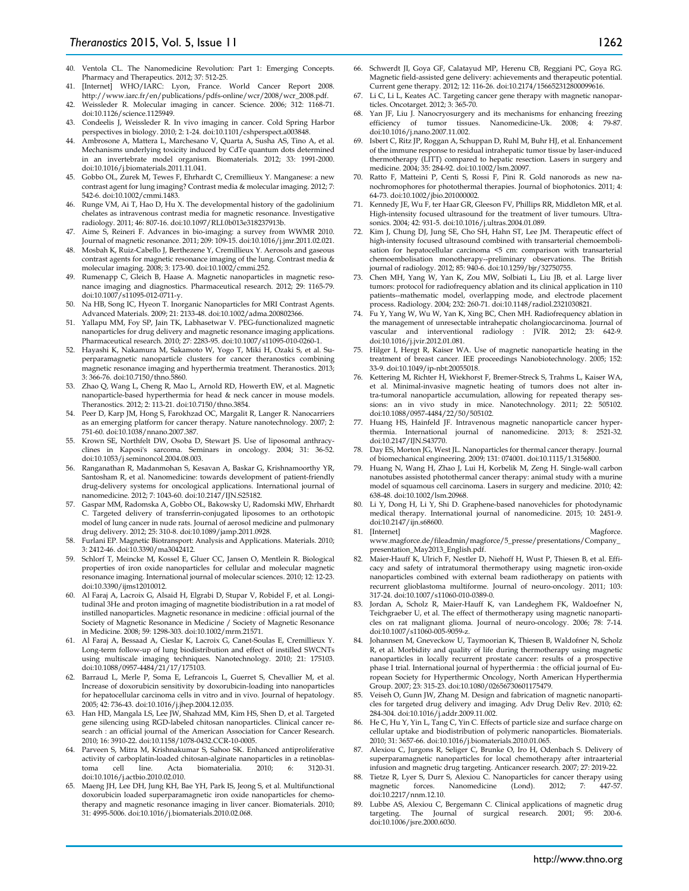40. Ventola CL. The Nanomedicine Revolution: Part 1: Emerging Concepts. Pharmacy and Therapeutics. 2012; 37: 512-25.
41. [Internet] WHO/IARC: Lyon, France. World Cancer Report 2008. http://www.iarc.fr/en/publications/pdfs-online/wcr/2008/wcr_2008.pdf.
42. Weissleder R. Molecular imaging in cancer. Science. 2006; 312: 1168-71. doi:10.1126/science.1125949.
43. Condeelis J, Weissleder R. In vivo imaging in cancer. Cold Spring Harbor perspectives in biology. 2010; 2: 1-24. doi:10.1101/cshperspect.a003848.
44. Ambrosone A, Mattera L, Marchesano V, Quarta A, Susha AS, Tino A, et al. Mechanisms underlying toxicity induced by CdTe quantum dots determined in an invertebrate model organism. Biomaterials. 2012; 33: 1991-2000. doi:10.1016/j.biomaterials.2011.11.041.
45. Gobbo OL, Zurek M, Tewes F, Ehrhardt C, Cremillieux Y. Manganese: a new contrast agent for lung imaging? Contrast media & molecular imaging. 2012; 7: 542-6. doi:10.1002/cmmi.1483.
46. Runge VM, Ai T, Hao D, Hu X. The developmental history of the gadolinium chelates as intravenous contrast media for magnetic resonance. Investigative radiology. 2011; 46: 807-16. doi:10.1097/RLI.0b013e318237913b.
47. Aime S, Reineri F. Advances in bio-imaging: a survey from WWMR 2010. Journal of magnetic resonance. 2011; 209: 109-15. doi:10.1016/j.jmr.2011.02.021.
48. Mosbah K, Ruiz-Cabello J, Berthezene Y, Cremillieux Y. Aerosols and gaseous contrast agents for magnetic resonance imaging of the lung. Contrast media & molecular imaging. 2008; 3: 173-90. doi:10.1002/cmmi.252.
49. Rumenapp C, Gleich B, Haase A. Magnetic nanoparticles in magnetic resonance imaging and diagnostics. Pharmaceutical research. 2012; 29: 1165-79. doi:10.1007/s11095-012-0711-y.
50. Na HB, Song IC, Hyeon T. Inorganic Nanoparticles for MRI Contrast Agents. Advanced Materials. 2009; 21: 2133-48. doi:10.1002/adma.200802366.
51. Yallapu MM, Foy SP, Jain TK, Labhasetwar V. PEG-functionalized magnetic nanoparticles for drug delivery and magnetic resonance imaging applications. Pharmaceutical research. 2010; 27: 2283-95. doi:10.1007/s11095-010-0260-1.
52. Hayashi K, Nakamura M, Sakamoto W, Yogo T, Miki H, Ozaki S, et al. Superparamagnetic nanoparticle clusters for cancer theranostics combining magnetic resonance imaging and hyperthermia treatment. Theranostics. 2013; 3: 366-76. doi:10.7150/thno.5860.
53. Zhao Q, Wang L, Cheng R, Mao L, Arnold RD, Howerth EW, et al. Magnetic nanoparticle-based hyperthermia for head & neck cancer in mouse models. Theranostics. 2012; 2: 113-21. doi:10.7150/thno.3854.
54. Peer D, Karp JM, Hong S, Farokhzad OC, Margalit R, Langer R. Nanocarriers as an emerging platform for cancer therapy. Nature nanotechnology. 2007; 2: 751-60. doi:10.1038/nnano.2007.387.
55. Krown SE, Northfelt DW, Osoba D, Stewart JS. Use of liposomal anthracyclines in Kaposi's sarcoma. Seminars in oncology. 2004; 31: 36-52. doi:10.1053/j.seminoncol.2004.08.003.
56. Ranganathan R, Madanmohan S, Kesavan A, Baskar G, Krishnamoorthy YR, Santosham R, et al. Nanomedicine: towards development of patient-friendly drug-delivery systems for oncological applications. International journal of nanomedicine. 2012; 7: 1043-60. doi:10.2147/IJN.S25182.
57. Gaspar MM, Radomska A, Gobbo OL, Bakowsky U, Radomski MW, Ehrhardt C. Targeted delivery of transferrin-conjugated liposomes to an orthotopic model of lung cancer in nude rats. Journal of aerosol medicine and pulmonary drug delivery. 2012; 25: 310-8. doi:10.1089/jamp.2011.0928.
58. Furlani EP. Magnetic Biotransport: Analysis and Applications. Materials. 2010; 3: 2412-46. doi:10.3390/ma3042412.
59. Schlorf T, Meincke M, Kossel E, Gluer CC, Jansen O, Mentlein R. Biological properties of iron oxide nanoparticles for cellular and molecular magnetic resonance imaging. International journal of molecular sciences. 2010; 12: 12-23. doi:10.3390/ijms12010012.
60. Al Faraj A, Lacroix G, Alsaid H, Elgrabi D, Stupar V, Robidel F, et al. Longitudinal 3He and proton imaging of magnetite biodistribution in a rat model of instilled nanoparticles. Magnetic resonance in medicine : official journal of the Society of Magnetic Resonance in Medicine / Society of Magnetic Resonance in Medicine. 2008; 59: 1298-303. doi:10.1002/mrm.21571.
61. Al Faraj A, Bessaad A, Cieslar K, Lacroix G, Canet-Soulas E, Cremillieux Y. Long-term follow-up of lung biodistribution and effect of instilled SWCNTs using multiscale imaging techniques. Nanotechnology. 2010; 21: 175103. doi:10.1088/0957-4484/21/17/175103.
62. Barraud L, Merle P, Soma E, Lefrancois L, Guerret S, Chevallier M, et al. Increase of doxorubicin sensitivity by doxorubicin-loading into nanoparticles for hepatocellular carcinoma cells in vitro and in vivo. Journal of hepatology. 2005; 42: 736-43. doi:10.1016/j.jhep.2004.12.035.
63. Han HD, Mangala LS, Lee JW, Shahzad MM, Kim HS, Shen D, et al. Targeted gene silencing using RGD-labeled chitosan nanoparticles. Clinical cancer research : an official journal of the American Association for Cancer Research. 2010; 16: 3910-22. doi:10.1158/1078-0432.CCR-10-0005.
64. Parveen S, Mitra M, Krishnakumar S, Sahoo SK. Enhanced antiproliferative activity of carboplatin-loaded chitosan-alginate nanoparticles in a retinoblastoma cell line. Acta biomaterialia. 2010; 6: 3120-31. doi:10.1016/j.actbio.2010.02.010.
65. Maeng JH, Lee DH, Jung KH, Bae YH, Park IS, Jeong S, et al. Multifunctional doxorubicin loaded superparamagnetic iron oxide nanoparticles for chemotherapy and magnetic resonance imaging in liver cancer. Biomaterials. 2010; 31: 4995-5006. doi:10.1016/j.biomaterials.2010.02.068.
66. Schwerdt JI, Goya GF, Calatayud MP, Herenu CB, Reggiani PC, Goya RG. Magnetic field-assisted gene delivery: achievements and therapeutic potential. Current gene therapy. 2012; 12: 116-26. doi:10.2174/156652312800099616.
67. Li C, Li L, Keates AC. Targeting cancer gene therapy with magnetic nanoparticles. Oncotarget. 2012; 3: 365-70.
68. Yan JF, Liu J. Nanocryosurgery and its mechanisms for enhancing freezing efficiency of tumor tissues. Nanomedicine-Uk. 2008; 4: 79-87. doi:10.1016/j.nano.2007.11.002.
69. Isbert C, Ritz JP, Roggan A, Schuppan D, Ruhl M, Buhr HJ, et al. Enhancement of the immune response to residual intrahepatic tumor tissue by laser-induced thermotherapy (LITT) compared to hepatic resection. Lasers in surgery and medicine. 2004; 35: 284-92. doi:10.1002/lsm.20097.
70. Ratto F, Matteini P, Centi S, Rossi F, Pini R. Gold nanorods as new nanochromophores for photothermal therapies. Journal of biophotonics. 2011; 4: 64-73. doi:10.1002/jbio.201000002.
71. Kennedy JE, Wu F, ter Haar GR, Gleeson FV, Phillips RR, Middleton MR, et al. High-intensity focused ultrasound for the treatment of liver tumours. Ultrasonics. 2004; 42: 931-5. doi:10.1016/j.ultras.2004.01.089.
72. Kim J, Chung DJ, Jung SE, Cho SH, Hahn ST, Lee JM. Therapeutic effect of high-intensity focused ultrasound combined with transarterial chemoembolisation for hepatocellular carcinoma <5 cm: comparison with transarterial chemoembolisation monotherapy--preliminary observations. The British journal of radiology. 2012; 85: 940-6. doi:10.1259/bjr/32750755.
73. Chen MH, Yang W, Yan K, Zou MW, Solbiati L, Liu JB, et al. Large liver tumors: protocol for radiofrequency ablation and its clinical application in 110 patients--mathematic model, overlapping mode, and electrode placement process. Radiology. 2004; 232: 260-71. doi:10.1148/radiol.2321030821.
74. Fu Y, Yang W, Wu W, Yan K, Xing BC, Chen MH. Radiofrequency ablation in the management of unresectable intrahepatic cholangiocarcinoma. Journal of vascular and interventional radiology : JVIR. 2012; 23: 642-9. doi:10.1016/j.jvir.2012.01.081.
75. Hilger I, Hergt R, Kaiser WA. Use of magnetic nanoparticle heating in the treatment of breast cancer. IEE proceedings Nanobiotechnology. 2005; 152: 33-9. doi:10.1049/ip-nbt:20055018.
76. Kettering M, Richter H, Wiekhorst F, Bremer-Streck S, Trahms L, Kaiser WA, et al. Minimal-invasive magnetic heating of tumors does not alter intra-tumoral nanoparticle accumulation, allowing for repeated therapy sessions: an in vivo study in mice. Nanotechnology. 2011; 22: 505102. doi:10.1088/0957-4484/22/50/505102.
77. Huang HS, Hainfeld JF. Intravenous magnetic nanoparticle cancer hyperthermia. International journal of nanomedicine. 2013; 8: 2521-32. doi:10.2147/IJN.S43770.
78. Day ES, Morton JG, West JL. Nanoparticles for thermal cancer therapy. Journal of biomechanical engineering. 2009; 131: 074001. doi:10.1115/1.3156800.
79. Huang N, Wang H, Zhao J, Lui H, Korbelik M, Zeng H. Single-wall carbon nanotubes assisted photothermal cancer therapy: animal study with a murine model of squamous cell carcinoma. Lasers in surgery and medicine. 2010; 42: 638-48. doi:10.1002/lsm.20968.
80. Li Y, Dong H, Li Y, Shi D. Graphene-based nanovehicles for photodynamic medical therapy. International journal of nanomedicine. 2015; 10: 2451-9. doi:10.2147/ijn.s68600.
81. [Internet] Magforce. www.magforce.de/fileadmin/magforce/5_presse/presentations/Company_presentation_May2013_English.pdf.
82. Maier-Hauff K, Ulrich F, Nestler D, Niehoff H, Wust P, Thiesen B, et al. Efficacy and safety of intratumoral thermotherapy using magnetic iron-oxide nanoparticles combined with external beam radiotherapy on patients with recurrent glioblastoma multiforme. Journal of neuro-oncology. 2011; 103: 317-24. doi:10.1007/s11060-010-0389-0.
83. Jordan A, Scholz R, Maier-Hauff K, van Landeghem FK, Waldoefner N, Teichgraeber U, et al. The effect of thermotherapy using magnetic nanoparticles on rat malignant glioma. Journal of neuro-oncology. 2006; 78: 7-14. doi:10.1007/s11060-005-9059-z.
84. Johannsen M, Gneveckow U, Taymoorian K, Thiesen B, Waldofner N, Scholz R, et al. Morbidity and quality of life during thermotherapy using magnetic nanoparticles in locally recurrent prostate cancer: results of a prospective phase I trial. International journal of hyperthermia : the official journal of European Society for Hyperthermic Oncology, North American Hyperthermia Group. 2007; 23: 315-23. doi:10.1080/02656730601175479.
85. Veiseh O, Gunn JW, Zhang M. Design and fabrication of magnetic nanoparticles for targeted drug delivery and imaging. Adv Drug Deliv Rev. 2010; 62: 284-304. doi:10.1016/j.addr.2009.11.002.
86. He C, Hu Y, Yin L, Tang C, Yin C. Effects of particle size and surface charge on cellular uptake and biodistribution of polymeric nanoparticles. Biomaterials. 2010; 31: 3657-66. doi:10.1016/j.biomaterials.2010.01.065.
87. Alexiou C, Jurgons R, Seliger C, Brunke O, Iro H, Odenbach S. Delivery of superparamagnetic nanoparticles for local chemotherapy after intraarterial infusion and magnetic drug targeting. Anticancer research. 2007; 27: 2019-22.
88. Tietze R, Lyer S, Durr S, Alexiou C. Nanoparticles for cancer therapy using magnetic forces. Nanomedicine (Lond). 2012; 7: 447-57. doi:10.2217/nnm.12.10.
89. Lubbe AS, Alexiou C, Bergemann C. Clinical applications of magnetic drug targeting. The Journal of surgical research. 2001; 95: 200-6. doi:10.1006/jsre.2000.6030.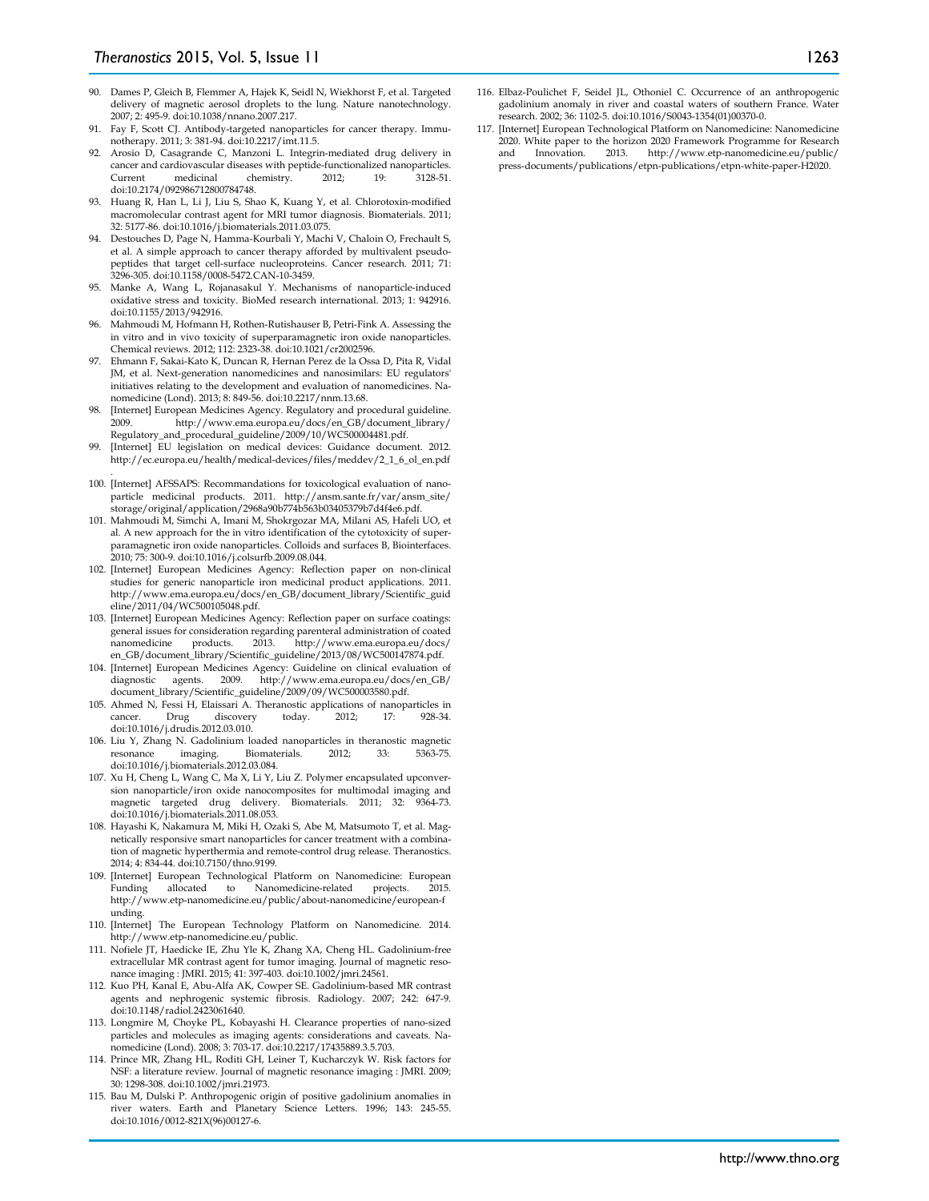90. Dames P, Gleich B, Flemmer A, Hajek K, Seidl N, Wiekhorst F, et al. Targeted delivery of magnetic aerosol droplets to the lung. Nature nanotechnology. 2007; 2: 495-9. doi:10.1038/nnano.2007.217.
91. Fay F, Scott CJ. Antibody-targeted nanoparticles for cancer therapy. Immunotherapy. 2011; 3: 381-94. doi:10.2217/imt.11.5.
92. Arosio D, Casagrande C, Manzoni L. Integrin-mediated drug delivery in cancer and cardiovascular diseases with peptide-functionalized nanoparticles. Current medicinal chemistry. 2012; 19: 3128-51. doi:10.2174/092986712800784748.
93. Huang R, Han L, Li J, Liu S, Shao K, Kuang Y, et al. Chlorotoxin-modified macromolecular contrast agent for MRI tumor diagnosis. Biomaterials. 2011; 32: 5177-86. doi:10.1016/j.biomaterials.2011.03.075.
94. Destouches D, Page N, Hamma-Kourbali Y, Machi V, Chaloin O, Frechault S, et al. A simple approach to cancer therapy afforded by multivalent pseudopeptides that target cell-surface nucleoproteins. Cancer research. 2011; 71: 3296-305. doi:10.1158/0008-5472.CAN-10-3459.
95. Manke A, Wang L, Rojanasakul Y. Mechanisms of nanoparticle-induced oxidative stress and toxicity. BioMed research international. 2013; 1: 942916. doi:10.1155/2013/942916.
96. Mahmoudi M, Hofmann H, Rothen-Rutishauser B, Petri-Fink A. Assessing the in vitro and in vivo toxicity of superparamagnetic iron oxide nanoparticles. Chemical reviews. 2012; 112: 2323-38. doi:10.1021/cr2002596.
97. Ehmann F, Sakai-Kato K, Duncan R, Hernan Perez de la Ossa D, Pita R, Vidal JM, et al. Next-generation nanomedicines and nanosimilars: EU regulators' initiatives relating to the development and evaluation of nanomedicines. Nanomedicine (Lond). 2013; 8: 849-56. doi:10.2217/nnm.13.68.
98. [Internet] European Medicines Agency. Regulatory and procedural guideline. 2009. http://www.ema.europa.eu/docs/en_GB/document_library/Regulatory_and_procedural_guideline/2009/10/WC500004481.pdf.
99. [Internet] EU legislation on medical devices: Guidance document. 2012. http://ec.europa.eu/health/medical-devices/files/meddev/2_1_6_ol_en.pdf.
100. [Internet] AFSSAPS: Recommandations for toxicological evaluation of nanoparticle medicinal products. 2011. http://ansm.sante.fr/var/ansm_site/storage/original/application/2968a90b774b563b03405379b7d4f4e6.pdf.
101. Mahmoudi M, Simchi A, Imani M, Shokrgozar MA, Milani AS, Hafeli UO, et al. A new approach for the in vitro identification of the cytotoxicity of superparamagnetic iron oxide nanoparticles. Colloids and surfaces B, Biointerfaces. 2010; 75: 300-9. doi:10.1016/j.colsurfb.2009.08.044.
102. [Internet] European Medicines Agency: Reflection paper on non-clinical studies for generic nanoparticle iron medicinal product applications. 2011. http://www.ema.europa.eu/docs/en_GB/document_library/Scientific_guideline/2011/04/WC500105048.pdf.
103. [Internet] European Medicines Agency: Reflection paper on surface coatings: general issues for consideration regarding parenteral administration of coated nanomedicine products. 2013. http://www.ema.europa.eu/docs/en_GB/document_library/Scientific_guideline/2013/08/WC500147874.pdf.
104. [Internet] European Medicines Agency: Guideline on clinical evaluation of diagnostic agents. 2009. http://www.ema.europa.eu/docs/en_GB/document_library/Scientific_guideline/2009/09/WC500003580.pdf.
105. Ahmed N, Fessi H, Elaissari A. Theranostic applications of nanoparticles in cancer. Drug discovery today. 2012; 17: 928-34. doi:10.1016/j.drudis.2012.03.010.
106. Liu Y, Zhang N. Gadolinium loaded nanoparticles in theranostic magnetic resonance imaging. Biomaterials. 2012; 33: 5363-75. doi:10.1016/j.biomaterials.2012.03.084.
107. Xu H, Cheng L, Wang C, Ma X, Li Y, Liu Z. Polymer encapsulated upconversion nanoparticle/iron oxide nanocomposites for multimodal imaging and magnetic targeted drug delivery. Biomaterials. 2011; 32: 9364-73. doi:10.1016/j.biomaterials.2011.08.053.
108. Hayashi K, Nakamura M, Miki H, Ozaki S, Abe M, Matsumoto T, et al. Magnetically responsive smart nanoparticles for cancer treatment with a combination of magnetic hyperthermia and remote-control drug release. Theranostics. 2014; 4: 834-44. doi:10.7150/thno.9199.
109. [Internet] European Technological Platform on Nanomedicine: European Funding allocated to Nanomedicine-related projects. 2015. http://www.etp-nanomedicine.eu/public/about-nanomedicine/european-funding.
110. [Internet] The European Technology Platform on Nanomedicine. 2014. http://www.etp-nanomedicine.eu/public.
111. Nofiele JT, Haedicke IE, Zhu Yle K, Zhang XA, Cheng HL. Gadolinium-free extracellular MR contrast agent for tumor imaging. Journal of magnetic resonance imaging : JMRI. 2015; 41: 397-403. doi:10.1002/jmri.24561.
112. Kuo PH, Kanal E, Abu-Alfa AK, Cowper SE. Gadolinium-based MR contrast agents and nephrogenic systemic fibrosis. Radiology. 2007; 242: 647-9. doi:10.1148/radiol.2423061640.
113. Longmire M, Choyke PL, Kobayashi H. Clearance properties of nano-sized particles and molecules as imaging agents: considerations and caveats. Nanomedicine (Lond). 2008; 3: 703-17. doi:10.2217/17435889.3.5.703.
114. Prince MR, Zhang HL, Roditi GH, Leiner T, Kucharczyk W. Risk factors for NSF: a literature review. Journal of magnetic resonance imaging : JMRI. 2009; 30: 1298-308. doi:10.1002/jmri.21973.
115. Bau M, Dulski P. Anthropogenic origin of positive gadolinium anomalies in river waters. Earth and Planetary Science Letters. 1996; 143: 245-55. doi:10.1016/0012-821X(96)00127-6.
116. Elbaz-Poulichet F, Seidel JL, Othoniel C. Occurrence of an anthropogenic gadolinium anomaly in river and coastal waters of southern France. Water research. 2002; 36: 1102-5. doi:10.1016/S0043-1354(01)00370-0.
117. [Internet] European Technological Platform on Nanomedicine: Nanomedicine 2020. White paper to the horizon 2020 Framework Programme for Research and Innovation. 2013. http://www.etp-nanomedicine.eu/public/press-documents/publications/etpn-publications/etpn-white-paper-H2020.